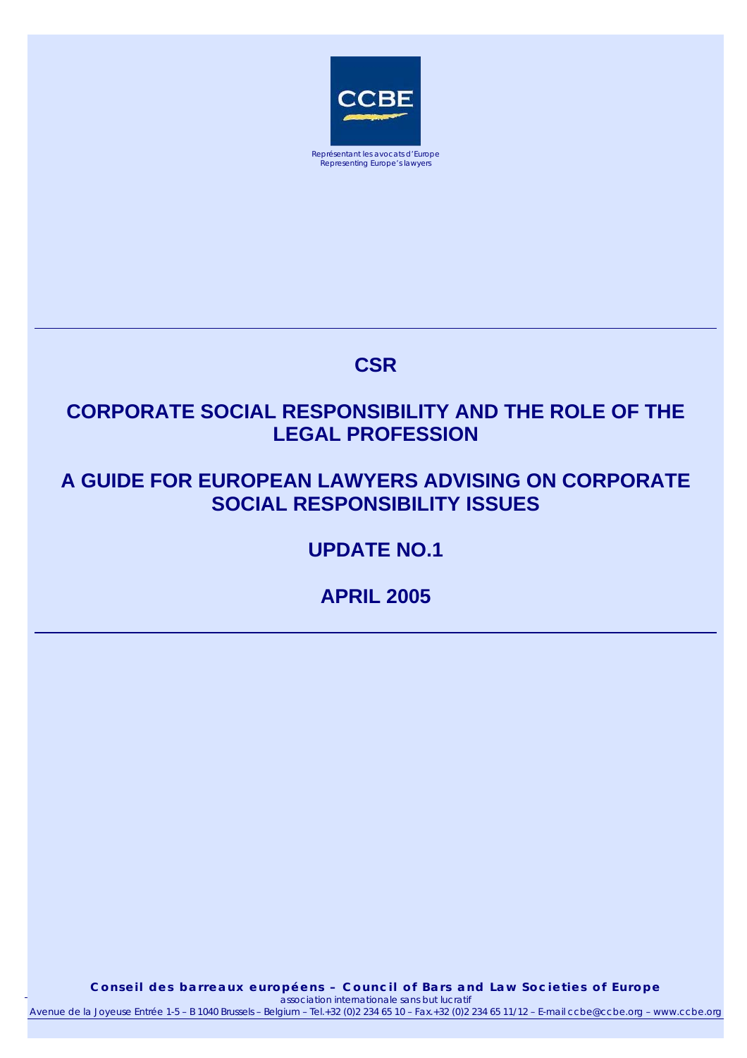CCBE

Représentant les avocats d'Europe
Representing Europe's lawyers

# CSR

# CORPORATE SOCIAL RESPONSIBILITY AND THE ROLE OF THE LEGAL PROFESSION

# A GUIDE FOR EUROPEAN LAWYERS ADVISING ON CORPORATE SOCIAL RESPONSIBILITY ISSUES

## UPDATE NO.1

## APRIL 2005

**Conseil des barreaux européens – Council of Bars and Law Societies of Europe**
association internationale sans but lucratif
Avenue de la Joyeuse Entrée 1-5 – B 1040 Brussels – Belgium – Tel.+32 (0)2 234 65 10 – Fax.+32 (0)2 234 65 11/12 – E-mail ccbe@ccbe.org – www.ccbe.org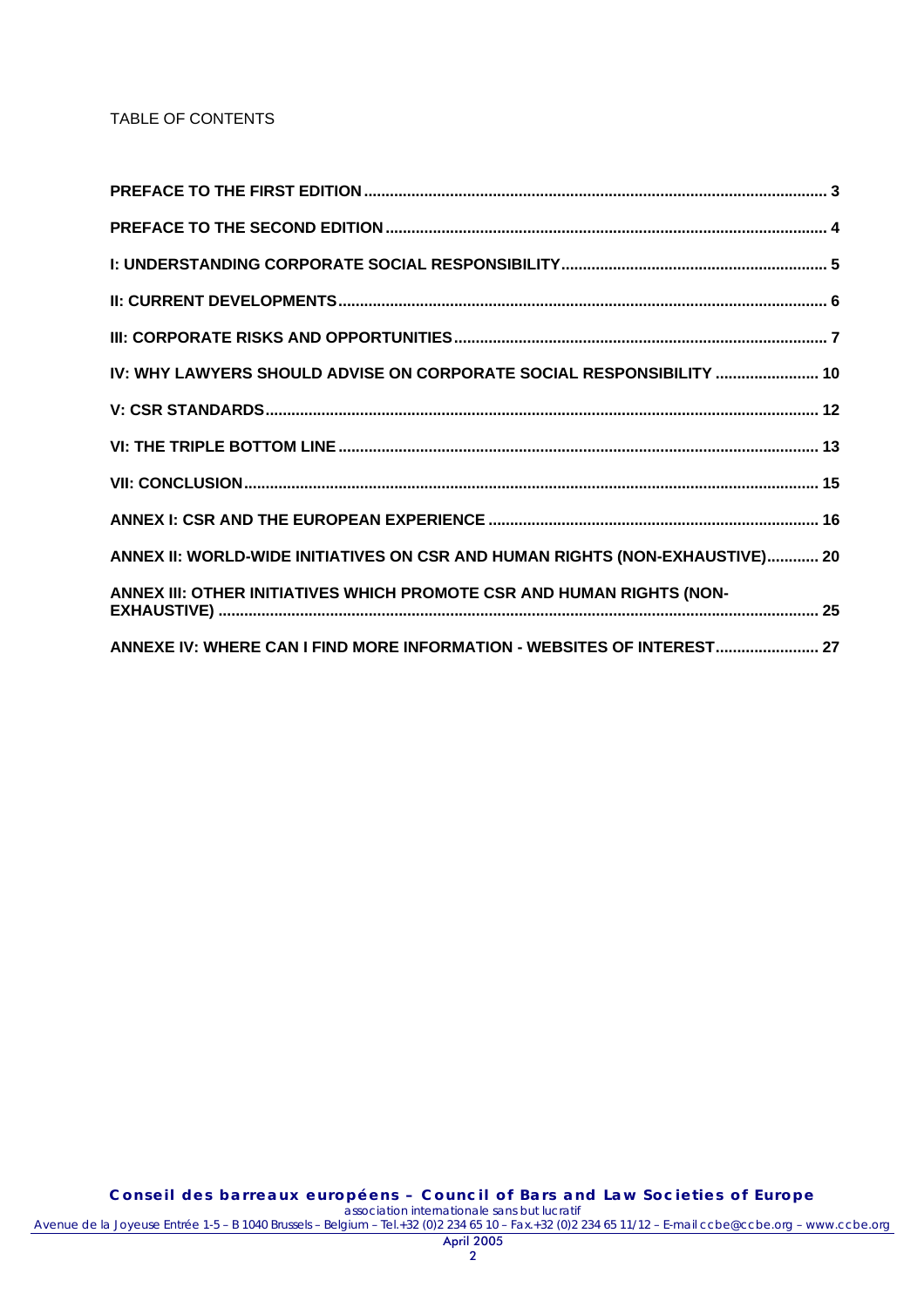TABLE OF CONTENTS

**PREFACE TO THE FIRST EDITION** .......... 3

**PREFACE TO THE SECOND EDITION** .......... 4

**I: UNDERSTANDING CORPORATE SOCIAL RESPONSIBILITY** .......... 5

**II: CURRENT DEVELOPMENTS** .......... 6

**III: CORPORATE RISKS AND OPPORTUNITIES** .......... 7

**IV: WHY LAWYERS SHOULD ADVISE ON CORPORATE SOCIAL RESPONSIBILITY** .......... 10

**V: CSR STANDARDS** .......... 12

**VI: THE TRIPLE BOTTOM LINE** .......... 13

**VII: CONCLUSION** .......... 15

**ANNEX I: CSR AND THE EUROPEAN EXPERIENCE** .......... 16

**ANNEX II: WORLD-WIDE INITIATIVES ON CSR AND HUMAN RIGHTS (NON-EXHAUSTIVE)** .......... 20

**ANNEX III: OTHER INITIATIVES WHICH PROMOTE CSR AND HUMAN RIGHTS (NON-EXHAUSTIVE)** .......... 25

**ANNEXE IV: WHERE CAN I FIND MORE INFORMATION - WEBSITES OF INTEREST** .......... 27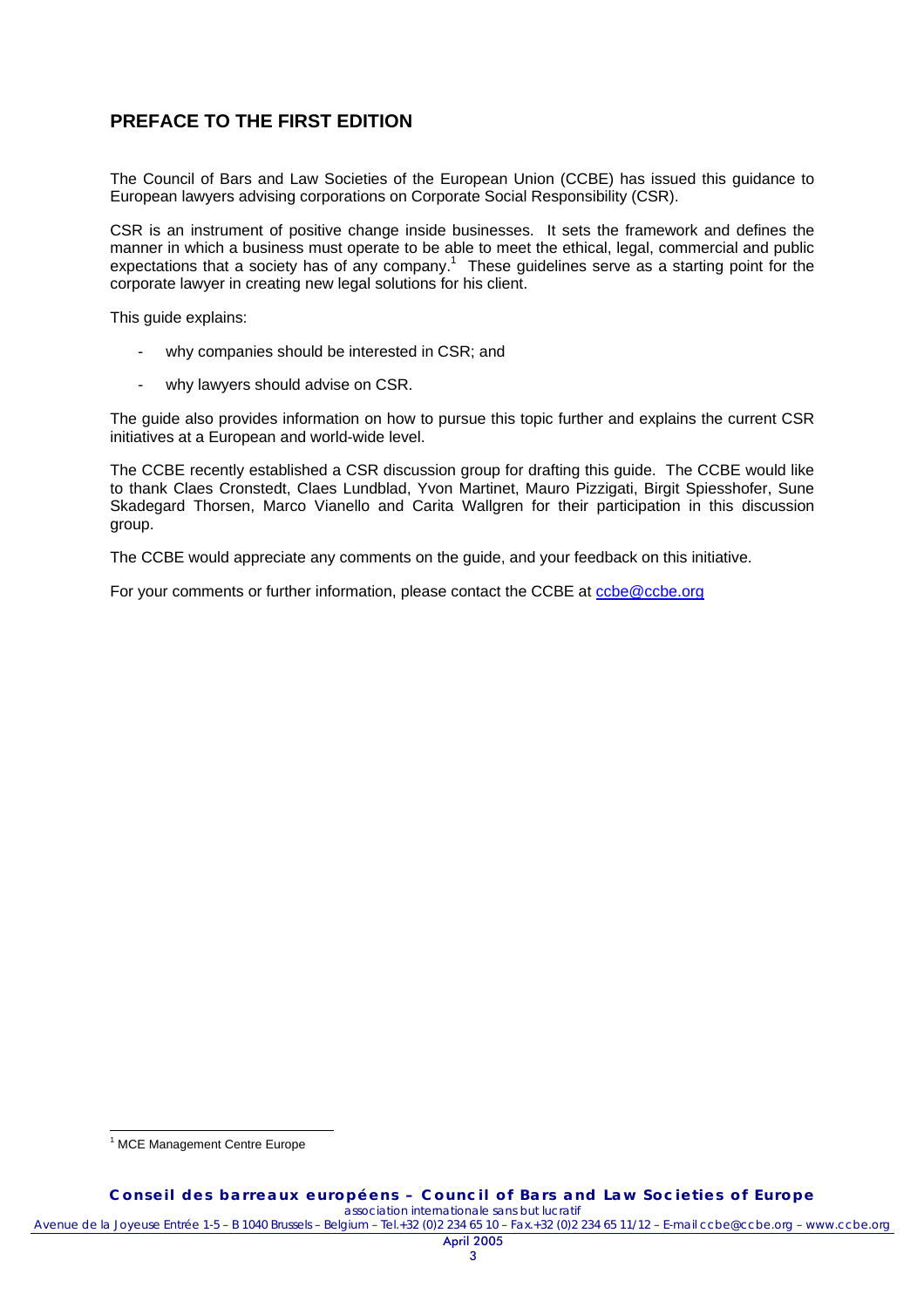## PREFACE TO THE FIRST EDITION

The Council of Bars and Law Societies of the European Union (CCBE) has issued this guidance to European lawyers advising corporations on Corporate Social Responsibility (CSR).

CSR is an instrument of positive change inside businesses. It sets the framework and defines the manner in which a business must operate to be able to meet the ethical, legal, commercial and public expectations that a society has of any company.[1] These guidelines serve as a starting point for the corporate lawyer in creating new legal solutions for his client.

This guide explains:

- why companies should be interested in CSR; and
- why lawyers should advise on CSR.

The guide also provides information on how to pursue this topic further and explains the current CSR initiatives at a European and world-wide level.

The CCBE recently established a CSR discussion group for drafting this guide. The CCBE would like to thank Claes Cronstedt, Claes Lundblad, Yvon Martinet, Mauro Pizzigati, Birgit Spiesshofer, Sune Skadegard Thorsen, Marco Vianello and Carita Wallgren for their participation in this discussion group.

The CCBE would appreciate any comments on the guide, and your feedback on this initiative.

For your comments or further information, please contact the CCBE at ccbe@ccbe.org

[1] MCE Management Centre Europe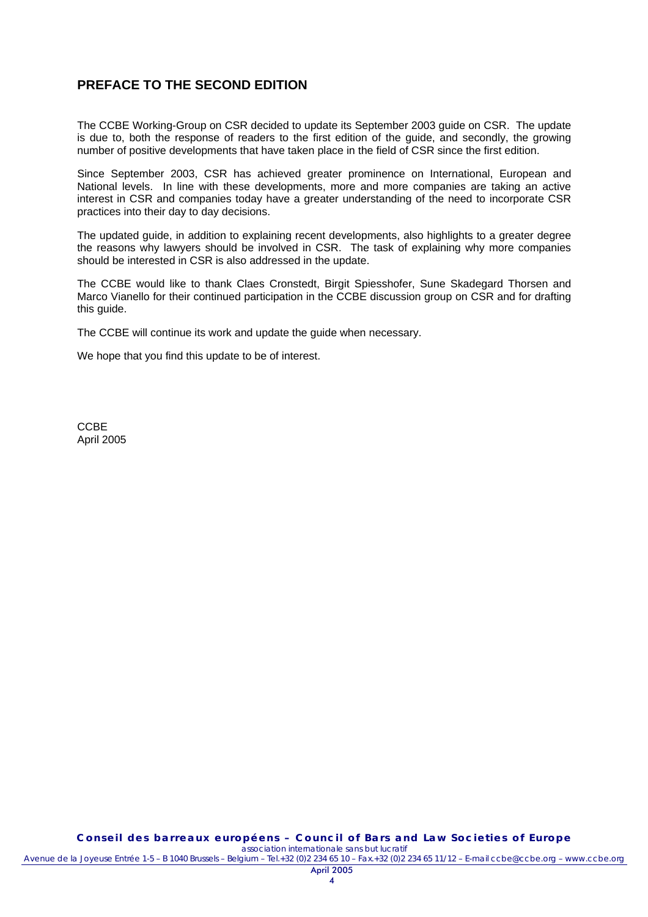## PREFACE TO THE SECOND EDITION

The CCBE Working-Group on CSR decided to update its September 2003 guide on CSR. The update is due to, both the response of readers to the first edition of the guide, and secondly, the growing number of positive developments that have taken place in the field of CSR since the first edition.

Since September 2003, CSR has achieved greater prominence on International, European and National levels. In line with these developments, more and more companies are taking an active interest in CSR and companies today have a greater understanding of the need to incorporate CSR practices into their day to day decisions.

The updated guide, in addition to explaining recent developments, also highlights to a greater degree the reasons why lawyers should be involved in CSR. The task of explaining why more companies should be interested in CSR is also addressed in the update.

The CCBE would like to thank Claes Cronstedt, Birgit Spiesshofer, Sune Skadegard Thorsen and Marco Vianello for their continued participation in the CCBE discussion group on CSR and for drafting this guide.

The CCBE will continue its work and update the guide when necessary.

We hope that you find this update to be of interest.

CCBE
April 2005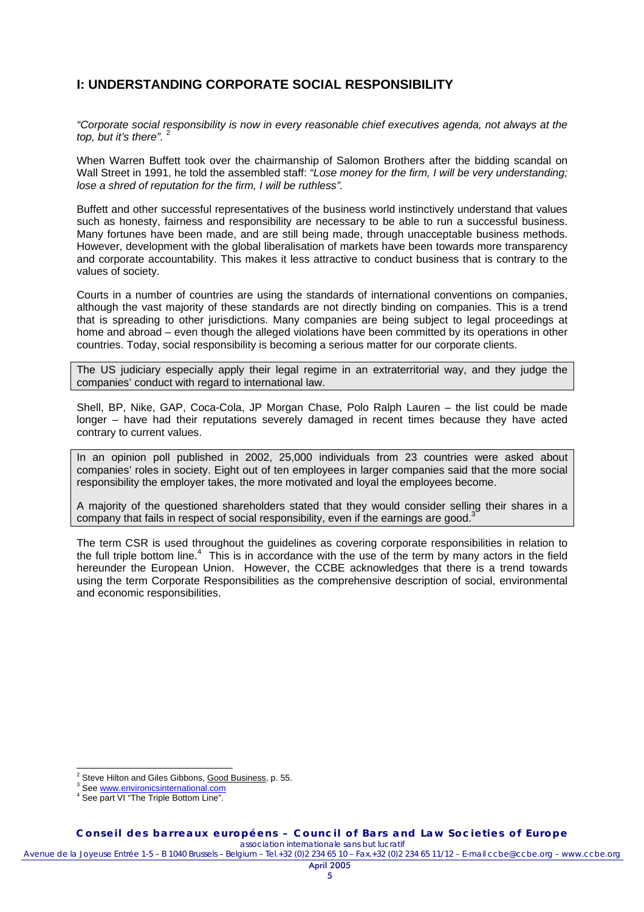## I: UNDERSTANDING CORPORATE SOCIAL RESPONSIBILITY

*"Corporate social responsibility is now in every reasonable chief executives agenda, not always at the top, but it's there".* [2]

When Warren Buffett took over the chairmanship of Salomon Brothers after the bidding scandal on Wall Street in 1991, he told the assembled staff: *"Lose money for the firm, I will be very understanding; lose a shred of reputation for the firm, I will be ruthless".*

Buffett and other successful representatives of the business world instinctively understand that values such as honesty, fairness and responsibility are necessary to be able to run a successful business. Many fortunes have been made, and are still being made, through unacceptable business methods. However, development with the global liberalisation of markets have been towards more transparency and corporate accountability. This makes it less attractive to conduct business that is contrary to the values of society.

Courts in a number of countries are using the standards of international conventions on companies, although the vast majority of these standards are not directly binding on companies. This is a trend that is spreading to other jurisdictions. Many companies are being subject to legal proceedings at home and abroad – even though the alleged violations have been committed by its operations in other countries. Today, social responsibility is becoming a serious matter for our corporate clients.

> The US judiciary especially apply their legal regime in an extraterritorial way, and they judge the companies' conduct with regard to international law.

Shell, BP, Nike, GAP, Coca-Cola, JP Morgan Chase, Polo Ralph Lauren – the list could be made longer – have had their reputations severely damaged in recent times because they have acted contrary to current values.

> In an opinion poll published in 2002, 25,000 individuals from 23 countries were asked about companies' roles in society. Eight out of ten employees in larger companies said that the more social responsibility the employer takes, the more motivated and loyal the employees become.
>
> A majority of the questioned shareholders stated that they would consider selling their shares in a company that fails in respect of social responsibility, even if the earnings are good.[3]

The term CSR is used throughout the guidelines as covering corporate responsibilities in relation to the full triple bottom line.[4] This is in accordance with the use of the term by many actors in the field hereunder the European Union. However, the CCBE acknowledges that there is a trend towards using the term Corporate Responsibilities as the comprehensive description of social, environmental and economic responsibilities.

---

[2] Steve Hilton and Giles Gibbons, Good Business, p. 55.

[3] See www.environicsinternational.com

[4] See part VI "The Triple Bottom Line".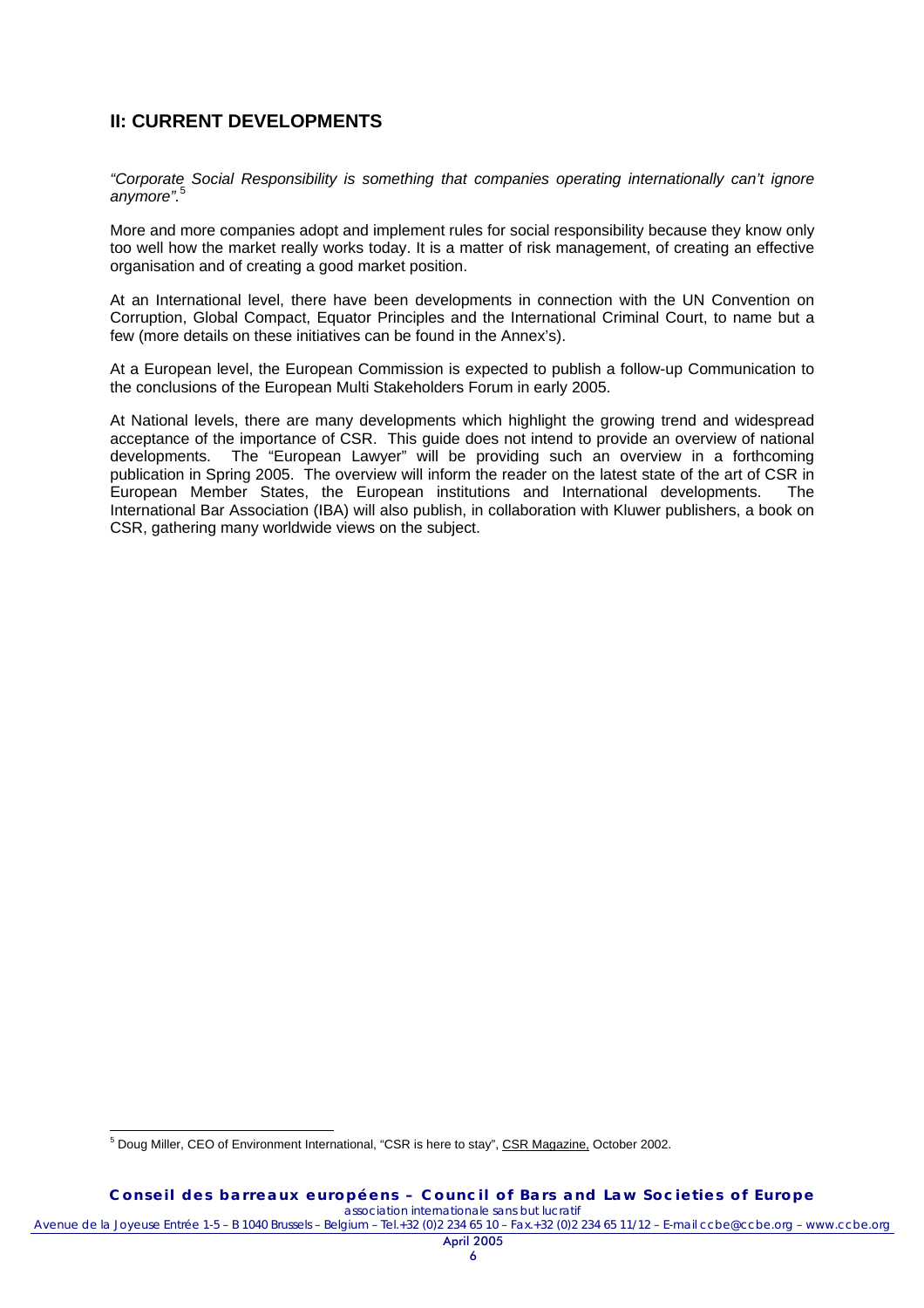## II: CURRENT DEVELOPMENTS

*"Corporate Social Responsibility is something that companies operating internationally can't ignore anymore"*.[5]

More and more companies adopt and implement rules for social responsibility because they know only too well how the market really works today. It is a matter of risk management, of creating an effective organisation and of creating a good market position.

At an International level, there have been developments in connection with the UN Convention on Corruption, Global Compact, Equator Principles and the International Criminal Court, to name but a few (more details on these initiatives can be found in the Annex's).

At a European level, the European Commission is expected to publish a follow-up Communication to the conclusions of the European Multi Stakeholders Forum in early 2005.

At National levels, there are many developments which highlight the growing trend and widespread acceptance of the importance of CSR. This guide does not intend to provide an overview of national developments. The "European Lawyer" will be providing such an overview in a forthcoming publication in Spring 2005. The overview will inform the reader on the latest state of the art of CSR in European Member States, the European institutions and International developments. The International Bar Association (IBA) will also publish, in collaboration with Kluwer publishers, a book on CSR, gathering many worldwide views on the subject.

---

[5] Doug Miller, CEO of Environment International, "CSR is here to stay", CSR Magazine, October 2002.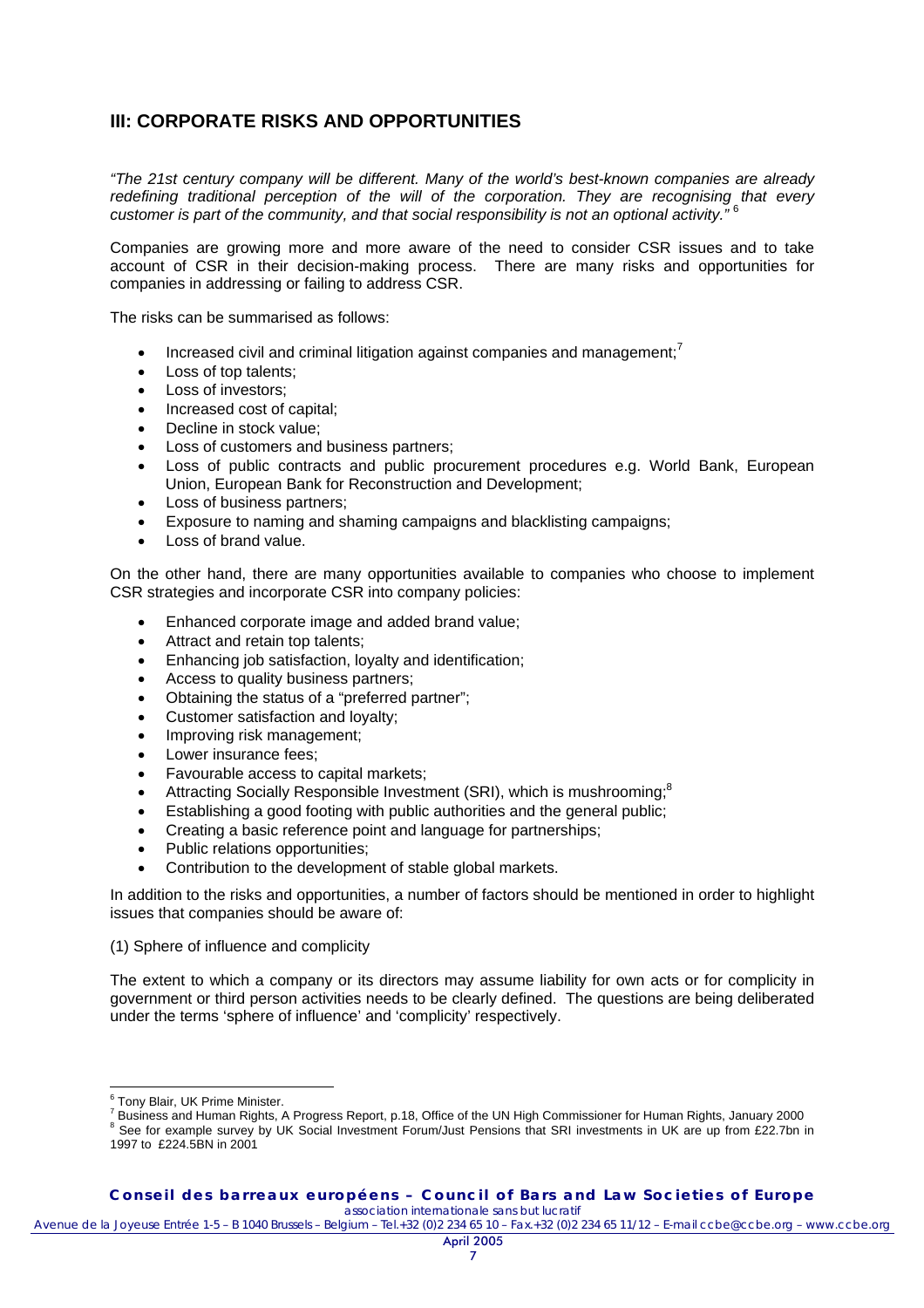## III: CORPORATE RISKS AND OPPORTUNITIES

*"The 21st century company will be different. Many of the world's best-known companies are already redefining traditional perception of the will of the corporation. They are recognising that every customer is part of the community, and that social responsibility is not an optional activity."* [6]

Companies are growing more and more aware of the need to consider CSR issues and to take account of CSR in their decision-making process. There are many risks and opportunities for companies in addressing or failing to address CSR.

The risks can be summarised as follows:

- Increased civil and criminal litigation against companies and management;[7]
- Loss of top talents;
- Loss of investors;
- Increased cost of capital;
- Decline in stock value;
- Loss of customers and business partners;
- Loss of public contracts and public procurement procedures e.g. World Bank, European Union, European Bank for Reconstruction and Development;
- Loss of business partners;
- Exposure to naming and shaming campaigns and blacklisting campaigns;
- Loss of brand value.

On the other hand, there are many opportunities available to companies who choose to implement CSR strategies and incorporate CSR into company policies:

- Enhanced corporate image and added brand value;
- Attract and retain top talents;
- Enhancing job satisfaction, loyalty and identification;
- Access to quality business partners;
- Obtaining the status of a "preferred partner";
- Customer satisfaction and loyalty;
- Improving risk management;
- Lower insurance fees;
- Favourable access to capital markets;
- Attracting Socially Responsible Investment (SRI), which is mushrooming;[8]
- Establishing a good footing with public authorities and the general public;
- Creating a basic reference point and language for partnerships;
- Public relations opportunities;
- Contribution to the development of stable global markets.

In addition to the risks and opportunities, a number of factors should be mentioned in order to highlight issues that companies should be aware of:

(1) Sphere of influence and complicity

The extent to which a company or its directors may assume liability for own acts or for complicity in government or third person activities needs to be clearly defined. The questions are being deliberated under the terms 'sphere of influence' and 'complicity' respectively.

---

[6] Tony Blair, UK Prime Minister.

[7] Business and Human Rights, A Progress Report, p.18, Office of the UN High Commissioner for Human Rights, January 2000

[8] See for example survey by UK Social Investment Forum/Just Pensions that SRI investments in UK are up from £22.7bn in 1997 to £224.5BN in 2001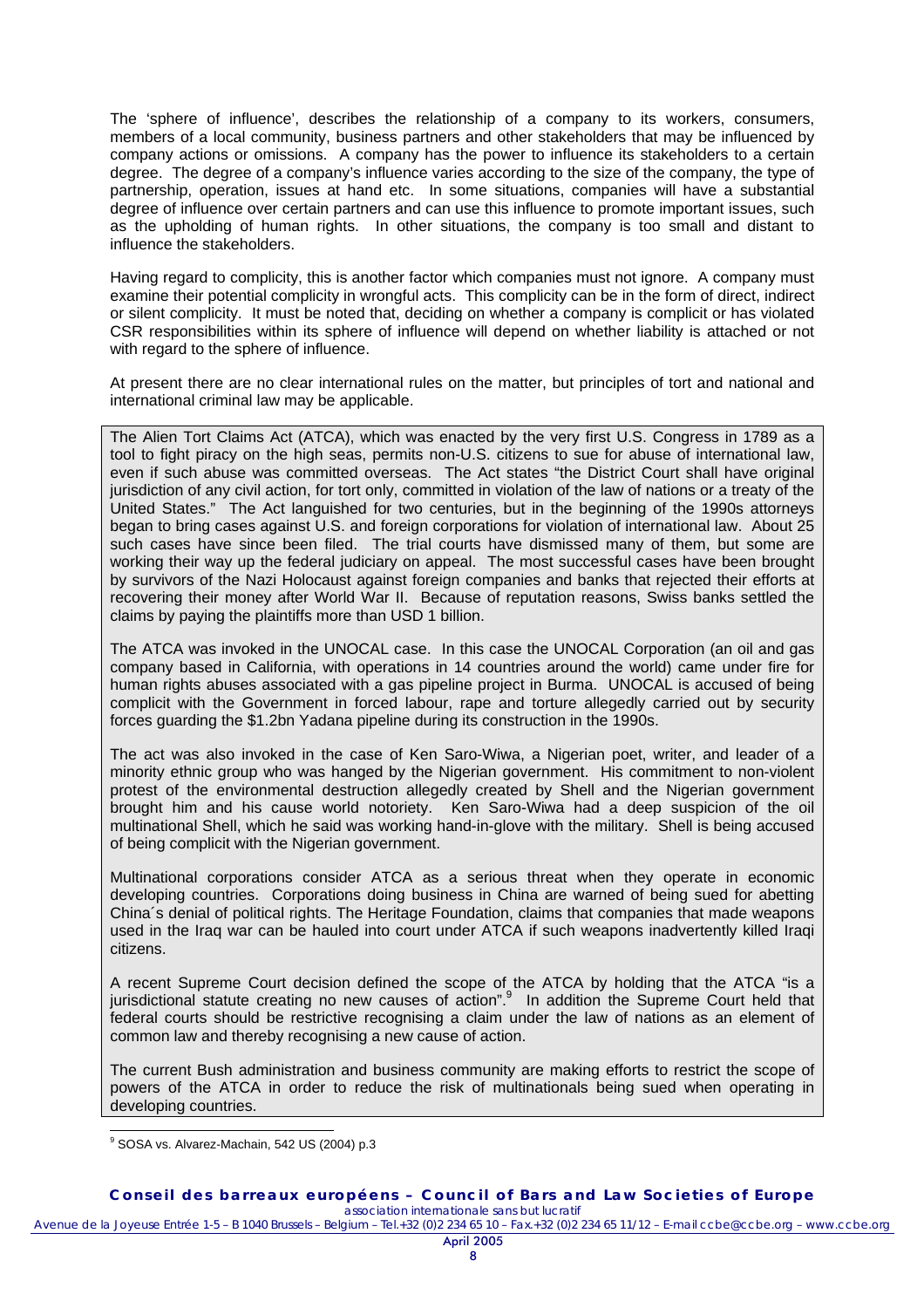The 'sphere of influence', describes the relationship of a company to its workers, consumers, members of a local community, business partners and other stakeholders that may be influenced by company actions or omissions. A company has the power to influence its stakeholders to a certain degree. The degree of a company's influence varies according to the size of the company, the type of partnership, operation, issues at hand etc. In some situations, companies will have a substantial degree of influence over certain partners and can use this influence to promote important issues, such as the upholding of human rights. In other situations, the company is too small and distant to influence the stakeholders.

Having regard to complicity, this is another factor which companies must not ignore. A company must examine their potential complicity in wrongful acts. This complicity can be in the form of direct, indirect or silent complicity. It must be noted that, deciding on whether a company is complicit or has violated CSR responsibilities within its sphere of influence will depend on whether liability is attached or not with regard to the sphere of influence.

At present there are no clear international rules on the matter, but principles of tort and national and international criminal law may be applicable.

The Alien Tort Claims Act (ATCA), which was enacted by the very first U.S. Congress in 1789 as a tool to fight piracy on the high seas, permits non-U.S. citizens to sue for abuse of international law, even if such abuse was committed overseas. The Act states "the District Court shall have original jurisdiction of any civil action, for tort only, committed in violation of the law of nations or a treaty of the United States." The Act languished for two centuries, but in the beginning of the 1990s attorneys began to bring cases against U.S. and foreign corporations for violation of international law. About 25 such cases have since been filed. The trial courts have dismissed many of them, but some are working their way up the federal judiciary on appeal. The most successful cases have been brought by survivors of the Nazi Holocaust against foreign companies and banks that rejected their efforts at recovering their money after World War II. Because of reputation reasons, Swiss banks settled the claims by paying the plaintiffs more than USD 1 billion.

The ATCA was invoked in the UNOCAL case. In this case the UNOCAL Corporation (an oil and gas company based in California, with operations in 14 countries around the world) came under fire for human rights abuses associated with a gas pipeline project in Burma. UNOCAL is accused of being complicit with the Government in forced labour, rape and torture allegedly carried out by security forces guarding the $1.2bn Yadana pipeline during its construction in the 1990s.

The act was also invoked in the case of Ken Saro-Wiwa, a Nigerian poet, writer, and leader of a minority ethnic group who was hanged by the Nigerian government. His commitment to non-violent protest of the environmental destruction allegedly created by Shell and the Nigerian government brought him and his cause world notoriety. Ken Saro-Wiwa had a deep suspicion of the oil multinational Shell, which he said was working hand-in-glove with the military. Shell is being accused of being complicit with the Nigerian government.

Multinational corporations consider ATCA as a serious threat when they operate in economic developing countries. Corporations doing business in China are warned of being sued for abetting China´s denial of political rights. The Heritage Foundation, claims that companies that made weapons used in the Iraq war can be hauled into court under ATCA if such weapons inadvertently killed Iraqi citizens.

A recent Supreme Court decision defined the scope of the ATCA by holding that the ATCA "is a jurisdictional statute creating no new causes of action".[9] In addition the Supreme Court held that federal courts should be restrictive recognising a claim under the law of nations as an element of common law and thereby recognising a new cause of action.

The current Bush administration and business community are making efforts to restrict the scope of powers of the ATCA in order to reduce the risk of multinationals being sued when operating in developing countries.

[9] SOSA vs. Alvarez-Machain, 542 US (2004) p.3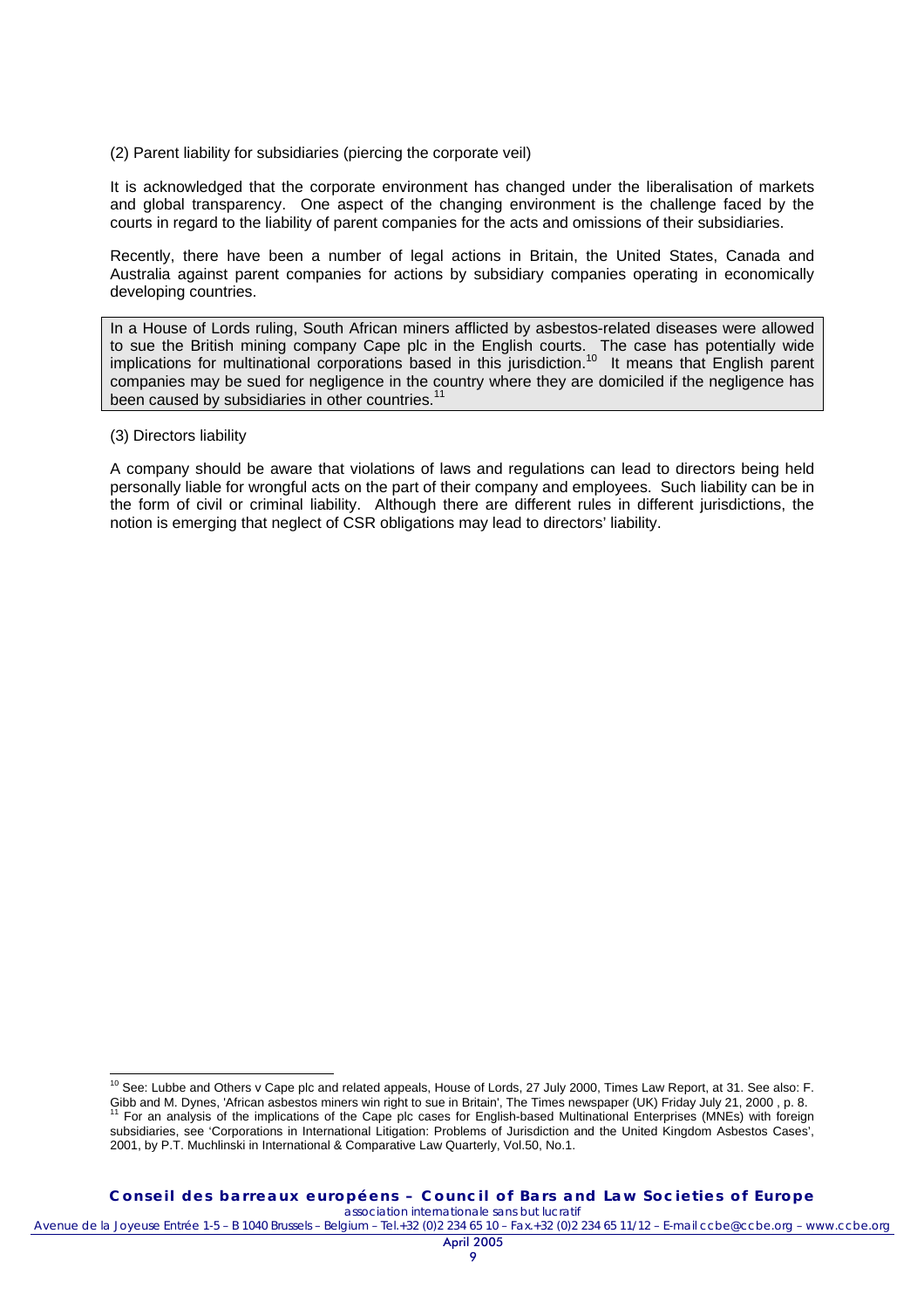(2) Parent liability for subsidiaries (piercing the corporate veil)

It is acknowledged that the corporate environment has changed under the liberalisation of markets and global transparency. One aspect of the changing environment is the challenge faced by the courts in regard to the liability of parent companies for the acts and omissions of their subsidiaries.

Recently, there have been a number of legal actions in Britain, the United States, Canada and Australia against parent companies for actions by subsidiary companies operating in economically developing countries.

> In a House of Lords ruling, South African miners afflicted by asbestos-related diseases were allowed to sue the British mining company Cape plc in the English courts. The case has potentially wide implications for multinational corporations based in this jurisdiction.[10] It means that English parent companies may be sued for negligence in the country where they are domiciled if the negligence has been caused by subsidiaries in other countries.[11]

(3) Directors liability

A company should be aware that violations of laws and regulations can lead to directors being held personally liable for wrongful acts on the part of their company and employees. Such liability can be in the form of civil or criminal liability. Although there are different rules in different jurisdictions, the notion is emerging that neglect of CSR obligations may lead to directors' liability.

---

[10] See: Lubbe and Others v Cape plc and related appeals, House of Lords, 27 July 2000, Times Law Report, at 31. See also: F. Gibb and M. Dynes, 'African asbestos miners win right to sue in Britain', The Times newspaper (UK) Friday July 21, 2000 , p. 8.

[11] For an analysis of the implications of the Cape plc cases for English-based Multinational Enterprises (MNEs) with foreign subsidiaries, see 'Corporations in International Litigation: Problems of Jurisdiction and the United Kingdom Asbestos Cases', 2001, by P.T. Muchlinski in International & Comparative Law Quarterly, Vol.50, No.1.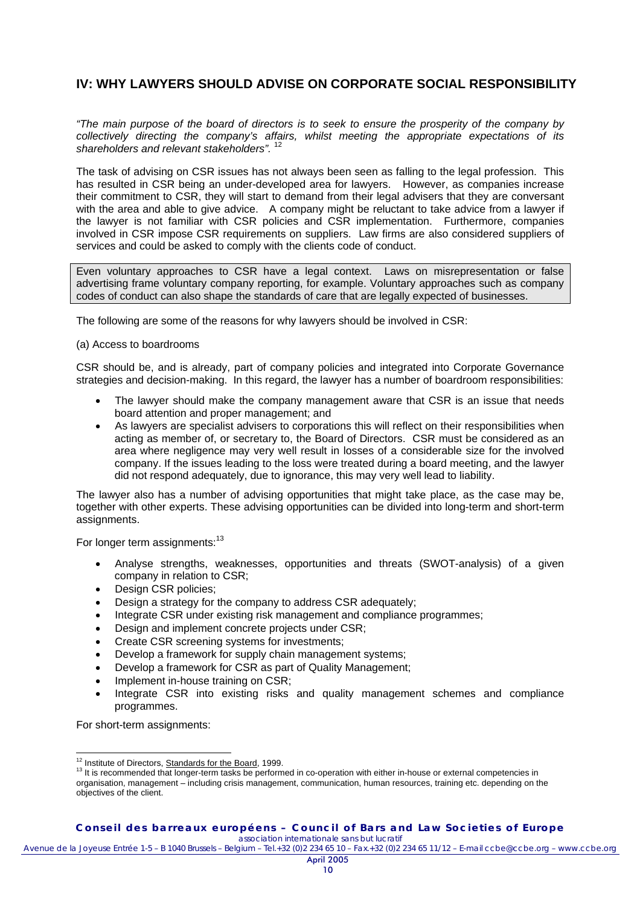## IV: WHY LAWYERS SHOULD ADVISE ON CORPORATE SOCIAL RESPONSIBILITY

*"The main purpose of the board of directors is to seek to ensure the prosperity of the company by collectively directing the company's affairs, whilst meeting the appropriate expectations of its shareholders and relevant stakeholders".* [12]

The task of advising on CSR issues has not always been seen as falling to the legal profession. This has resulted in CSR being an under-developed area for lawyers. However, as companies increase their commitment to CSR, they will start to demand from their legal advisers that they are conversant with the area and able to give advice. A company might be reluctant to take advice from a lawyer if the lawyer is not familiar with CSR policies and CSR implementation. Furthermore, companies involved in CSR impose CSR requirements on suppliers. Law firms are also considered suppliers of services and could be asked to comply with the clients code of conduct.

Even voluntary approaches to CSR have a legal context. Laws on misrepresentation or false advertising frame voluntary company reporting, for example. Voluntary approaches such as company codes of conduct can also shape the standards of care that are legally expected of businesses.

The following are some of the reasons for why lawyers should be involved in CSR:

(a) Access to boardrooms

CSR should be, and is already, part of company policies and integrated into Corporate Governance strategies and decision-making. In this regard, the lawyer has a number of boardroom responsibilities:

- The lawyer should make the company management aware that CSR is an issue that needs board attention and proper management; and
- As lawyers are specialist advisers to corporations this will reflect on their responsibilities when acting as member of, or secretary to, the Board of Directors. CSR must be considered as an area where negligence may very well result in losses of a considerable size for the involved company. If the issues leading to the loss were treated during a board meeting, and the lawyer did not respond adequately, due to ignorance, this may very well lead to liability.

The lawyer also has a number of advising opportunities that might take place, as the case may be, together with other experts. These advising opportunities can be divided into long-term and short-term assignments.

For longer term assignments:[13]

- Analyse strengths, weaknesses, opportunities and threats (SWOT-analysis) of a given company in relation to CSR;
- Design CSR policies;
- Design a strategy for the company to address CSR adequately;
- Integrate CSR under existing risk management and compliance programmes;
- Design and implement concrete projects under CSR;
- Create CSR screening systems for investments;
- Develop a framework for supply chain management systems;
- Develop a framework for CSR as part of Quality Management;
- Implement in-house training on CSR;
- Integrate CSR into existing risks and quality management schemes and compliance programmes.

For short-term assignments:

---

[12] Institute of Directors, Standards for the Board, 1999.

[13] It is recommended that longer-term tasks be performed in co-operation with either in-house or external competencies in organisation, management – including crisis management, communication, human resources, training etc. depending on the objectives of the client.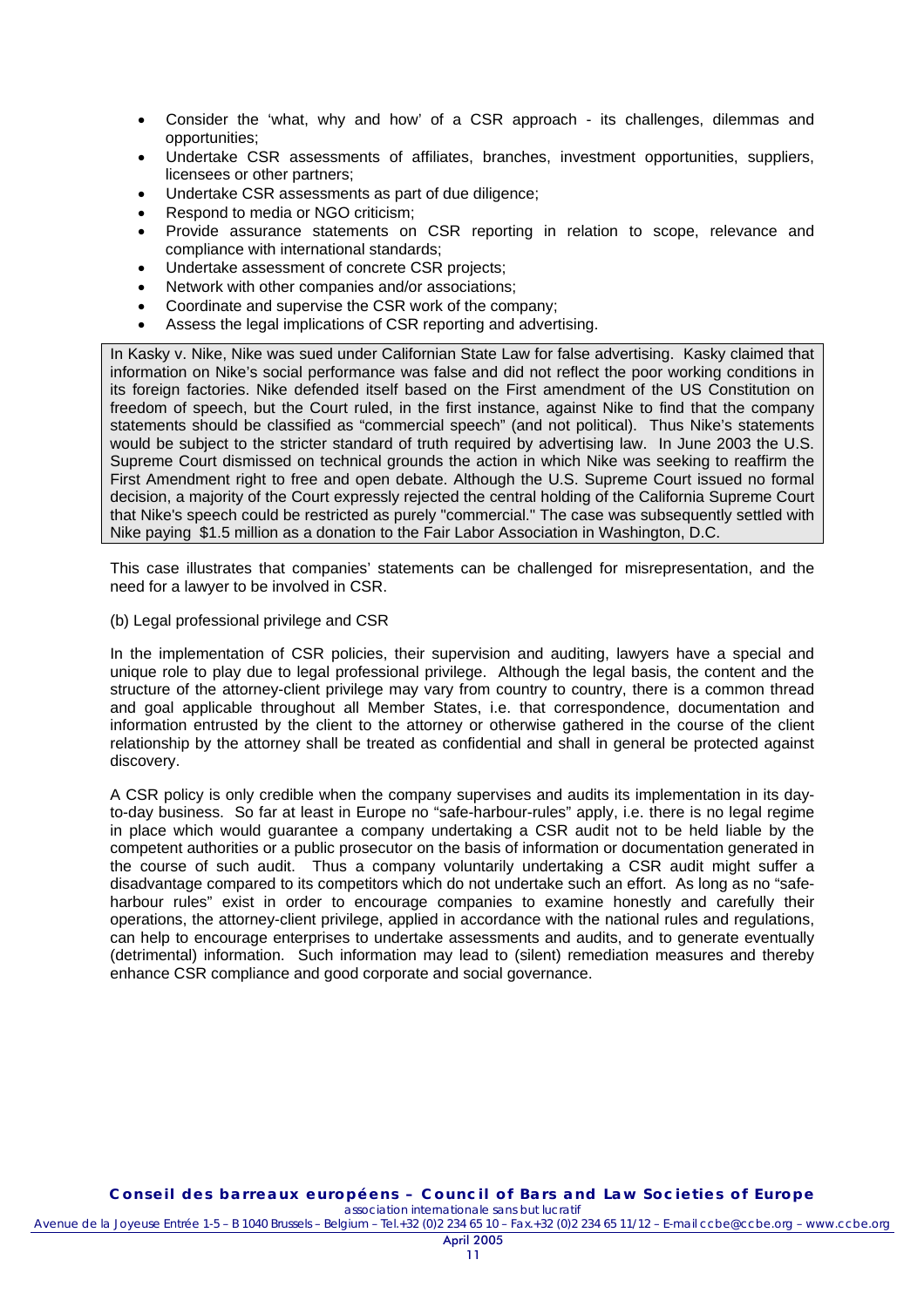- Consider the 'what, why and how' of a CSR approach - its challenges, dilemmas and opportunities;
- Undertake CSR assessments of affiliates, branches, investment opportunities, suppliers, licensees or other partners;
- Undertake CSR assessments as part of due diligence;
- Respond to media or NGO criticism;
- Provide assurance statements on CSR reporting in relation to scope, relevance and compliance with international standards;
- Undertake assessment of concrete CSR projects;
- Network with other companies and/or associations;
- Coordinate and supervise the CSR work of the company;
- Assess the legal implications of CSR reporting and advertising.

> In Kasky v. Nike, Nike was sued under Californian State Law for false advertising. Kasky claimed that information on Nike's social performance was false and did not reflect the poor working conditions in its foreign factories. Nike defended itself based on the First amendment of the US Constitution on freedom of speech, but the Court ruled, in the first instance, against Nike to find that the company statements should be classified as "commercial speech" (and not political). Thus Nike's statements would be subject to the stricter standard of truth required by advertising law. In June 2003 the U.S. Supreme Court dismissed on technical grounds the action in which Nike was seeking to reaffirm the First Amendment right to free and open debate. Although the U.S. Supreme Court issued no formal decision, a majority of the Court expressly rejected the central holding of the California Supreme Court that Nike's speech could be restricted as purely "commercial." The case was subsequently settled with Nike paying $1.5 million as a donation to the Fair Labor Association in Washington, D.C.

This case illustrates that companies' statements can be challenged for misrepresentation, and the need for a lawyer to be involved in CSR.

(b) Legal professional privilege and CSR

In the implementation of CSR policies, their supervision and auditing, lawyers have a special and unique role to play due to legal professional privilege. Although the legal basis, the content and the structure of the attorney-client privilege may vary from country to country, there is a common thread and goal applicable throughout all Member States, i.e. that correspondence, documentation and information entrusted by the client to the attorney or otherwise gathered in the course of the client relationship by the attorney shall be treated as confidential and shall in general be protected against discovery.

A CSR policy is only credible when the company supervises and audits its implementation in its day-to-day business. So far at least in Europe no "safe-harbour-rules" apply, i.e. there is no legal regime in place which would guarantee a company undertaking a CSR audit not to be held liable by the competent authorities or a public prosecutor on the basis of information or documentation generated in the course of such audit. Thus a company voluntarily undertaking a CSR audit might suffer a disadvantage compared to its competitors which do not undertake such an effort. As long as no "safe-harbour rules" exist in order to encourage companies to examine honestly and carefully their operations, the attorney-client privilege, applied in accordance with the national rules and regulations, can help to encourage enterprises to undertake assessments and audits, and to generate eventually (detrimental) information. Such information may lead to (silent) remediation measures and thereby enhance CSR compliance and good corporate and social governance.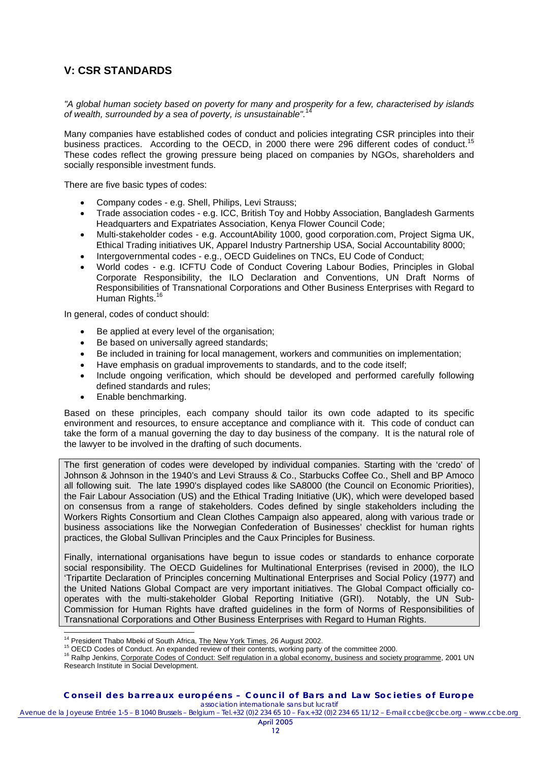## V: CSR STANDARDS

*"A global human society based on poverty for many and prosperity for a few, characterised by islands of wealth, surrounded by a sea of poverty, is unsustainable".*[14]

Many companies have established codes of conduct and policies integrating CSR principles into their business practices. According to the OECD, in 2000 there were 296 different codes of conduct.[15] These codes reflect the growing pressure being placed on companies by NGOs, shareholders and socially responsible investment funds.

There are five basic types of codes:

- Company codes - e.g. Shell, Philips, Levi Strauss;
- Trade association codes - e.g. ICC, British Toy and Hobby Association, Bangladesh Garments Headquarters and Expatriates Association, Kenya Flower Council Code;
- Multi-stakeholder codes - e.g. AccountAbility 1000, good corporation.com, Project Sigma UK, Ethical Trading initiatives UK, Apparel Industry Partnership USA, Social Accountability 8000;
- Intergovernmental codes - e.g., OECD Guidelines on TNCs, EU Code of Conduct;
- World codes - e.g. ICFTU Code of Conduct Covering Labour Bodies, Principles in Global Corporate Responsibility, the ILO Declaration and Conventions, UN Draft Norms of Responsibilities of Transnational Corporations and Other Business Enterprises with Regard to Human Rights.[16]

In general, codes of conduct should:

- Be applied at every level of the organisation;
- Be based on universally agreed standards;
- Be included in training for local management, workers and communities on implementation;
- Have emphasis on gradual improvements to standards, and to the code itself;
- Include ongoing verification, which should be developed and performed carefully following defined standards and rules;
- Enable benchmarking.

Based on these principles, each company should tailor its own code adapted to its specific environment and resources, to ensure acceptance and compliance with it. This code of conduct can take the form of a manual governing the day to day business of the company. It is the natural role of the lawyer to be involved in the drafting of such documents.

The first generation of codes were developed by individual companies. Starting with the 'credo' of Johnson & Johnson in the 1940's and Levi Strauss & Co., Starbucks Coffee Co., Shell and BP Amoco all following suit. The late 1990's displayed codes like SA8000 (the Council on Economic Priorities), the Fair Labour Association (US) and the Ethical Trading Initiative (UK), which were developed based on consensus from a range of stakeholders. Codes defined by single stakeholders including the Workers Rights Consortium and Clean Clothes Campaign also appeared, along with various trade or business associations like the Norwegian Confederation of Businesses' checklist for human rights practices, the Global Sullivan Principles and the Caux Principles for Business.

Finally, international organisations have begun to issue codes or standards to enhance corporate social responsibility. The OECD Guidelines for Multinational Enterprises (revised in 2000), the ILO 'Tripartite Declaration of Principles concerning Multinational Enterprises and Social Policy (1977) and the United Nations Global Compact are very important initiatives. The Global Compact officially co-operates with the multi-stakeholder Global Reporting Initiative (GRI). Notably, the UN Sub-Commission for Human Rights have drafted guidelines in the form of Norms of Responsibilities of Transnational Corporations and Other Business Enterprises with Regard to Human Rights.

---

[14] President Thabo Mbeki of South Africa, The New York Times, 26 August 2002.

[15] OECD Codes of Conduct. An expanded review of their contents, working party of the committee 2000.

[16] Ralhp Jenkins, Corporate Codes of Conduct: Self regulation in a global economy, business and society programme, 2001 UN Research Institute in Social Development.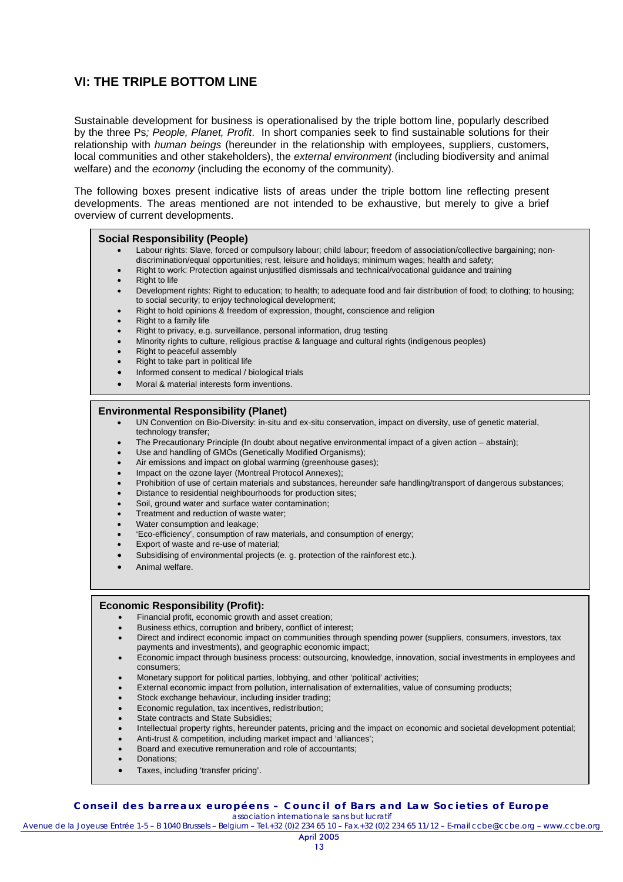## VI: THE TRIPLE BOTTOM LINE

Sustainable development for business is operationalised by the triple bottom line, popularly described by the three Ps*; People, Planet, Profit*. In short companies seek to find sustainable solutions for their relationship with *human beings* (hereunder in the relationship with employees, suppliers, customers, local communities and other stakeholders), the *external environment* (including biodiversity and animal welfare) and the *economy* (including the economy of the community).

The following boxes present indicative lists of areas under the triple bottom line reflecting present developments. The areas mentioned are not intended to be exhaustive, but merely to give a brief overview of current developments.

**Social Responsibility (People)**

- Labour rights: Slave, forced or compulsory labour; child labour; freedom of association/collective bargaining; non-discrimination/equal opportunities; rest, leisure and holidays; minimum wages; health and safety;
- Right to work: Protection against unjustified dismissals and technical/vocational guidance and training
- Right to life
- Development rights: Right to education; to health; to adequate food and fair distribution of food; to clothing; to housing; to social security; to enjoy technological development;
- Right to hold opinions & freedom of expression, thought, conscience and religion
- Right to a family life
- Right to privacy, e.g. surveillance, personal information, drug testing
- Minority rights to culture, religious practise & language and cultural rights (indigenous peoples)
- Right to peaceful assembly
- Right to take part in political life
- Informed consent to medical / biological trials
- Moral & material interests form inventions.

**Environmental Responsibility (Planet)**

- UN Convention on Bio-Diversity: in-situ and ex-situ conservation, impact on diversity, use of genetic material, technology transfer;
- The Precautionary Principle (In doubt about negative environmental impact of a given action – abstain);
- Use and handling of GMOs (Genetically Modified Organisms);
- Air emissions and impact on global warming (greenhouse gases);
- Impact on the ozone layer (Montreal Protocol Annexes);
- Prohibition of use of certain materials and substances, hereunder safe handling/transport of dangerous substances;
- Distance to residential neighbourhoods for production sites;
- Soil, ground water and surface water contamination;
- Treatment and reduction of waste water;
- Water consumption and leakage;
- 'Eco-efficiency', consumption of raw materials, and consumption of energy;
- Export of waste and re-use of material;
- Subsidising of environmental projects (e. g. protection of the rainforest etc.).
- Animal welfare.

**Economic Responsibility (Profit):**

- Financial profit, economic growth and asset creation;
- Business ethics, corruption and bribery, conflict of interest;
- Direct and indirect economic impact on communities through spending power (suppliers, consumers, investors, tax payments and investments), and geographic economic impact;
- Economic impact through business process: outsourcing, knowledge, innovation, social investments in employees and consumers;
- Monetary support for political parties, lobbying, and other 'political' activities;
- External economic impact from pollution, internalisation of externalities, value of consuming products;
- Stock exchange behaviour, including insider trading;
- Economic regulation, tax incentives, redistribution;
- State contracts and State Subsidies;
- Intellectual property rights, hereunder patents, pricing and the impact on economic and societal development potential;
- Anti-trust & competition, including market impact and 'alliances';
- Board and executive remuneration and role of accountants;
- Donations;
- Taxes, including 'transfer pricing'.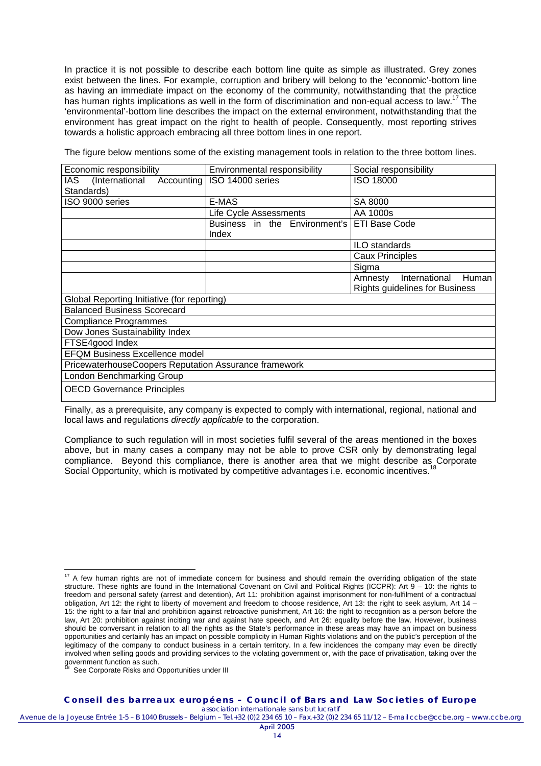In practice it is not possible to describe each bottom line quite as simple as illustrated. Grey zones exist between the lines. For example, corruption and bribery will belong to the 'economic'-bottom line as having an immediate impact on the economy of the community, notwithstanding that the practice has human rights implications as well in the form of discrimination and non-equal access to law.[17] The 'environmental'-bottom line describes the impact on the external environment, notwithstanding that the environment has great impact on the right to health of people. Consequently, most reporting strives towards a holistic approach embracing all three bottom lines in one report.

The figure below mentions some of the existing management tools in relation to the three bottom lines.

| Economic responsibility | Environmental responsibility | Social responsibility |
|---|---|---|
| IAS (International Accounting Standards) | ISO 14000 series | ISO 18000 |
| ISO 9000 series | E-MAS | SA 8000 |
| | Life Cycle Assessments | AA 1000s |
| | Business in the Environment's Index | ETI Base Code |
| | | ILO standards |
| | | Caux Principles |
| | | Sigma |
| | | Amnesty International Human Rights guidelines for Business |
| Global Reporting Initiative (for reporting) | | |
| Balanced Business Scorecard | | |
| Compliance Programmes | | |
| Dow Jones Sustainability Index | | |
| FTSE4good Index | | |
| EFQM Business Excellence model | | |
| PricewaterhouseCoopers Reputation Assurance framework | | |
| London Benchmarking Group | | |
| OECD Governance Principles | | |

Finally, as a prerequisite, any company is expected to comply with international, regional, national and local laws and regulations *directly applicable* to the corporation.

Compliance to such regulation will in most societies fulfil several of the areas mentioned in the boxes above, but in many cases a company may not be able to prove CSR only by demonstrating legal compliance. Beyond this compliance, there is another area that we might describe as Corporate Social Opportunity, which is motivated by competitive advantages i.e. economic incentives.[18]

---

[17] A few human rights are not of immediate concern for business and should remain the overriding obligation of the state structure. These rights are found in the International Covenant on Civil and Political Rights (ICCPR): Art 9 – 10: the rights to freedom and personal safety (arrest and detention), Art 11: prohibition against imprisonment for non-fulfilment of a contractual obligation, Art 12: the right to liberty of movement and freedom to choose residence, Art 13: the right to seek asylum, Art 14 – 15: the right to a fair trial and prohibition against retroactive punishment, Art 16: the right to recognition as a person before the law, Art 20: prohibition against inciting war and against hate speech, and Art 26: equality before the law. However, business should be conversant in relation to all the rights as the State's performance in these areas may have an impact on business opportunities and certainly has an impact on possible complicity in Human Rights violations and on the public's perception of the legitimacy of the company to conduct business in a certain territory. In a few incidences the company may even be directly involved when selling goods and providing services to the violating government or, with the pace of privatisation, taking over the government function as such.

[18] See Corporate Risks and Opportunities under III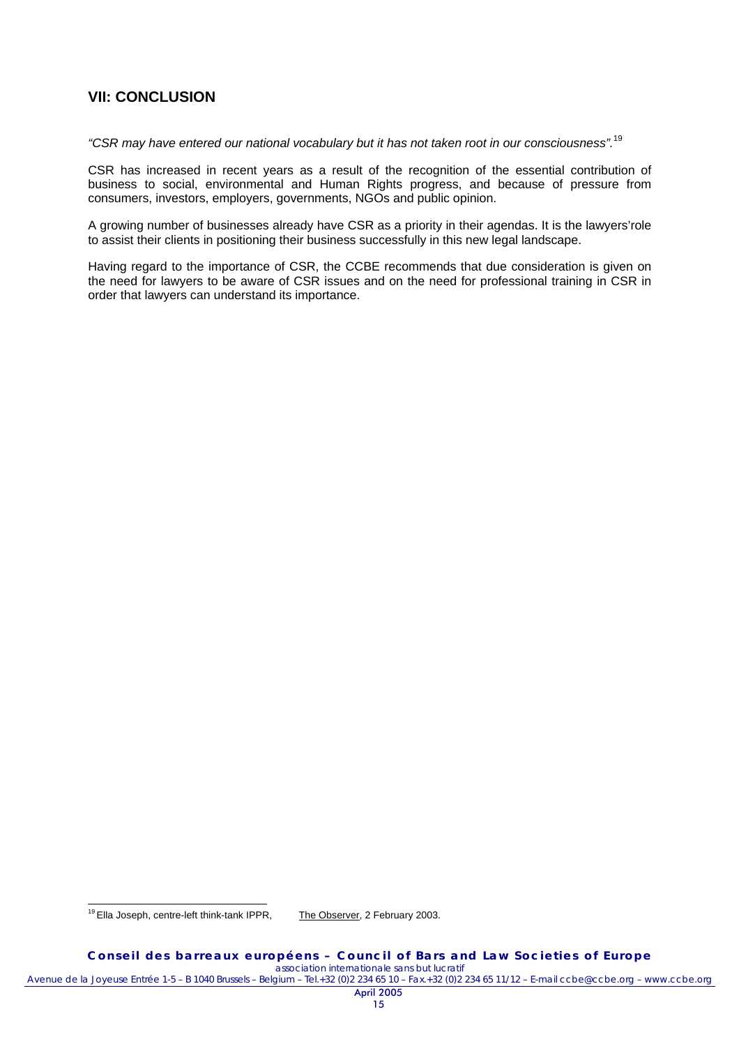## VII: CONCLUSION

*"CSR may have entered our national vocabulary but it has not taken root in our consciousness".*[19]

CSR has increased in recent years as a result of the recognition of the essential contribution of business to social, environmental and Human Rights progress, and because of pressure from consumers, investors, employers, governments, NGOs and public opinion.

A growing number of businesses already have CSR as a priority in their agendas. It is the lawyers'role to assist their clients in positioning their business successfully in this new legal landscape.

Having regard to the importance of CSR, the CCBE recommends that due consideration is given on the need for lawyers to be aware of CSR issues and on the need for professional training in CSR in order that lawyers can understand its importance.

---

[19] Ella Joseph, centre-left think-tank IPPR, The Observer, 2 February 2003.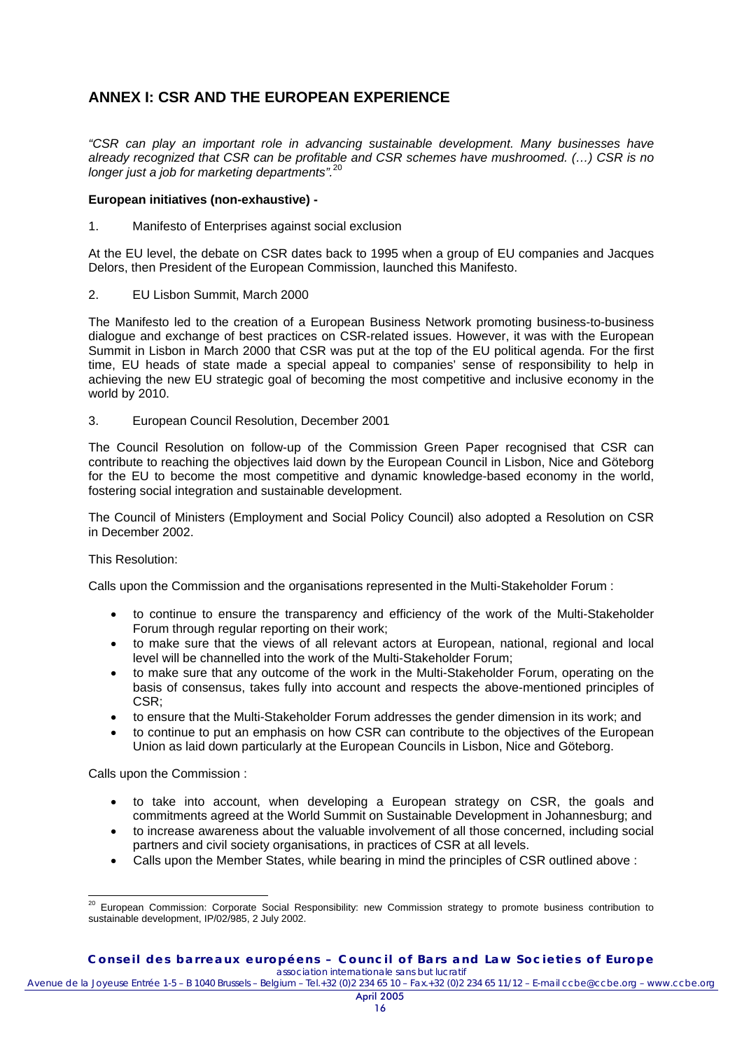## ANNEX I: CSR AND THE EUROPEAN EXPERIENCE

*"CSR can play an important role in advancing sustainable development. Many businesses have already recognized that CSR can be profitable and CSR schemes have mushroomed. (…) CSR is no longer just a job for marketing departments".*[20]

**European initiatives (non-exhaustive) -**

1. Manifesto of Enterprises against social exclusion

At the EU level, the debate on CSR dates back to 1995 when a group of EU companies and Jacques Delors, then President of the European Commission, launched this Manifesto.

2. EU Lisbon Summit, March 2000

The Manifesto led to the creation of a European Business Network promoting business-to-business dialogue and exchange of best practices on CSR-related issues. However, it was with the European Summit in Lisbon in March 2000 that CSR was put at the top of the EU political agenda. For the first time, EU heads of state made a special appeal to companies' sense of responsibility to help in achieving the new EU strategic goal of becoming the most competitive and inclusive economy in the world by 2010.

3. European Council Resolution, December 2001

The Council Resolution on follow-up of the Commission Green Paper recognised that CSR can contribute to reaching the objectives laid down by the European Council in Lisbon, Nice and Göteborg for the EU to become the most competitive and dynamic knowledge-based economy in the world, fostering social integration and sustainable development.

The Council of Ministers (Employment and Social Policy Council) also adopted a Resolution on CSR in December 2002.

This Resolution:

Calls upon the Commission and the organisations represented in the Multi-Stakeholder Forum :

- to continue to ensure the transparency and efficiency of the work of the Multi-Stakeholder Forum through regular reporting on their work;
- to make sure that the views of all relevant actors at European, national, regional and local level will be channelled into the work of the Multi-Stakeholder Forum;
- to make sure that any outcome of the work in the Multi-Stakeholder Forum, operating on the basis of consensus, takes fully into account and respects the above-mentioned principles of CSR;
- to ensure that the Multi-Stakeholder Forum addresses the gender dimension in its work; and
- to continue to put an emphasis on how CSR can contribute to the objectives of the European Union as laid down particularly at the European Councils in Lisbon, Nice and Göteborg.

Calls upon the Commission :

- to take into account, when developing a European strategy on CSR, the goals and commitments agreed at the World Summit on Sustainable Development in Johannesburg; and
- to increase awareness about the valuable involvement of all those concerned, including social partners and civil society organisations, in practices of CSR at all levels.
- Calls upon the Member States, while bearing in mind the principles of CSR outlined above :

---

[20] European Commission: Corporate Social Responsibility: new Commission strategy to promote business contribution to sustainable development, IP/02/985, 2 July 2002.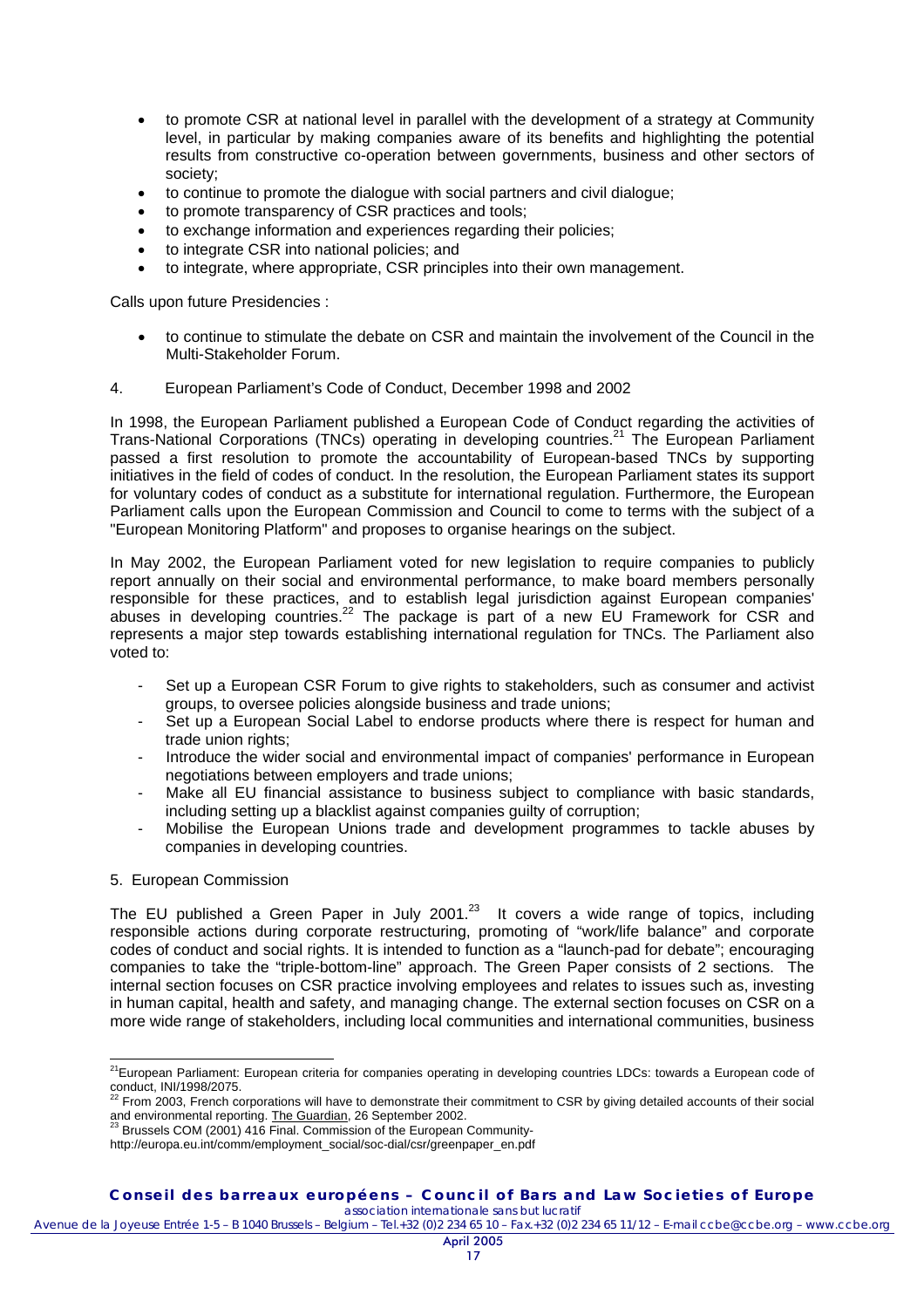- to promote CSR at national level in parallel with the development of a strategy at Community level, in particular by making companies aware of its benefits and highlighting the potential results from constructive co-operation between governments, business and other sectors of society;
- to continue to promote the dialogue with social partners and civil dialogue;
- to promote transparency of CSR practices and tools;
- to exchange information and experiences regarding their policies;
- to integrate CSR into national policies; and
- to integrate, where appropriate, CSR principles into their own management.

Calls upon future Presidencies :

- to continue to stimulate the debate on CSR and maintain the involvement of the Council in the Multi-Stakeholder Forum.

4. European Parliament's Code of Conduct, December 1998 and 2002

In 1998, the European Parliament published a European Code of Conduct regarding the activities of Trans-National Corporations (TNCs) operating in developing countries.[21] The European Parliament passed a first resolution to promote the accountability of European-based TNCs by supporting initiatives in the field of codes of conduct. In the resolution, the European Parliament states its support for voluntary codes of conduct as a substitute for international regulation. Furthermore, the European Parliament calls upon the European Commission and Council to come to terms with the subject of a "European Monitoring Platform" and proposes to organise hearings on the subject.

In May 2002, the European Parliament voted for new legislation to require companies to publicly report annually on their social and environmental performance, to make board members personally responsible for these practices, and to establish legal jurisdiction against European companies' abuses in developing countries.[22] The package is part of a new EU Framework for CSR and represents a major step towards establishing international regulation for TNCs. The Parliament also voted to:

- Set up a European CSR Forum to give rights to stakeholders, such as consumer and activist groups, to oversee policies alongside business and trade unions;
- Set up a European Social Label to endorse products where there is respect for human and trade union rights;
- Introduce the wider social and environmental impact of companies' performance in European negotiations between employers and trade unions;
- Make all EU financial assistance to business subject to compliance with basic standards, including setting up a blacklist against companies guilty of corruption;
- Mobilise the European Unions trade and development programmes to tackle abuses by companies in developing countries.

5. European Commission

The EU published a Green Paper in July 2001.[23] It covers a wide range of topics, including responsible actions during corporate restructuring, promoting of "work/life balance" and corporate codes of conduct and social rights. It is intended to function as a "launch-pad for debate"; encouraging companies to take the "triple-bottom-line" approach. The Green Paper consists of 2 sections. The internal section focuses on CSR practice involving employees and relates to issues such as, investing in human capital, health and safety, and managing change. The external section focuses on CSR on a more wide range of stakeholders, including local communities and international communities, business

---

[21] European Parliament: European criteria for companies operating in developing countries LDCs: towards a European code of conduct, INI/1998/2075.

[22] From 2003, French corporations will have to demonstrate their commitment to CSR by giving detailed accounts of their social and environmental reporting. The Guardian, 26 September 2002.

[23] Brussels COM (2001) 416 Final. Commission of the European Community- http://europa.eu.int/comm/employment_social/soc-dial/csr/greenpaper_en.pdf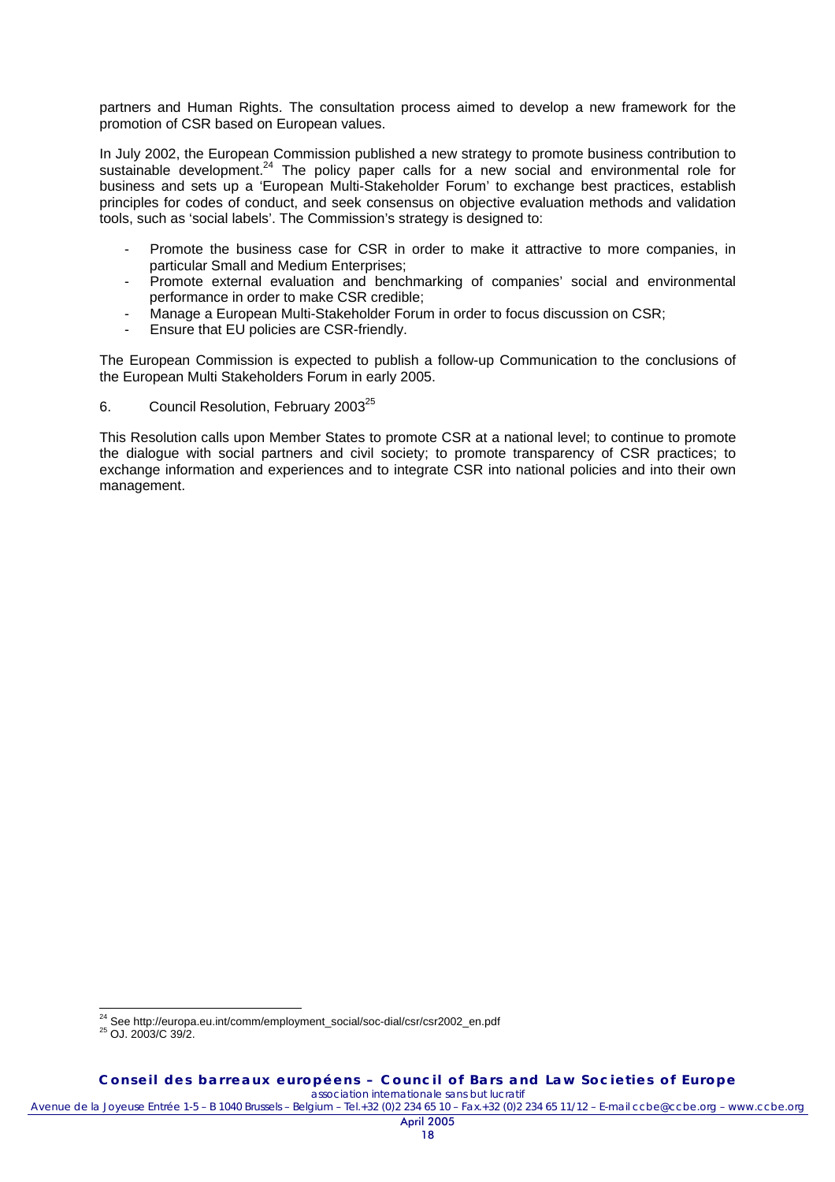partners and Human Rights. The consultation process aimed to develop a new framework for the promotion of CSR based on European values.

In July 2002, the European Commission published a new strategy to promote business contribution to sustainable development.[24] The policy paper calls for a new social and environmental role for business and sets up a 'European Multi-Stakeholder Forum' to exchange best practices, establish principles for codes of conduct, and seek consensus on objective evaluation methods and validation tools, such as 'social labels'. The Commission's strategy is designed to:

- Promote the business case for CSR in order to make it attractive to more companies, in particular Small and Medium Enterprises;
- Promote external evaluation and benchmarking of companies' social and environmental performance in order to make CSR credible;
- Manage a European Multi-Stakeholder Forum in order to focus discussion on CSR;
- Ensure that EU policies are CSR-friendly.

The European Commission is expected to publish a follow-up Communication to the conclusions of the European Multi Stakeholders Forum in early 2005.

6. Council Resolution, February 2003[25]

This Resolution calls upon Member States to promote CSR at a national level; to continue to promote the dialogue with social partners and civil society; to promote transparency of CSR practices; to exchange information and experiences and to integrate CSR into national policies and into their own management.

[24] See http://europa.eu.int/comm/employment_social/soc-dial/csr/csr2002_en.pdf

[25] OJ. 2003/C 39/2.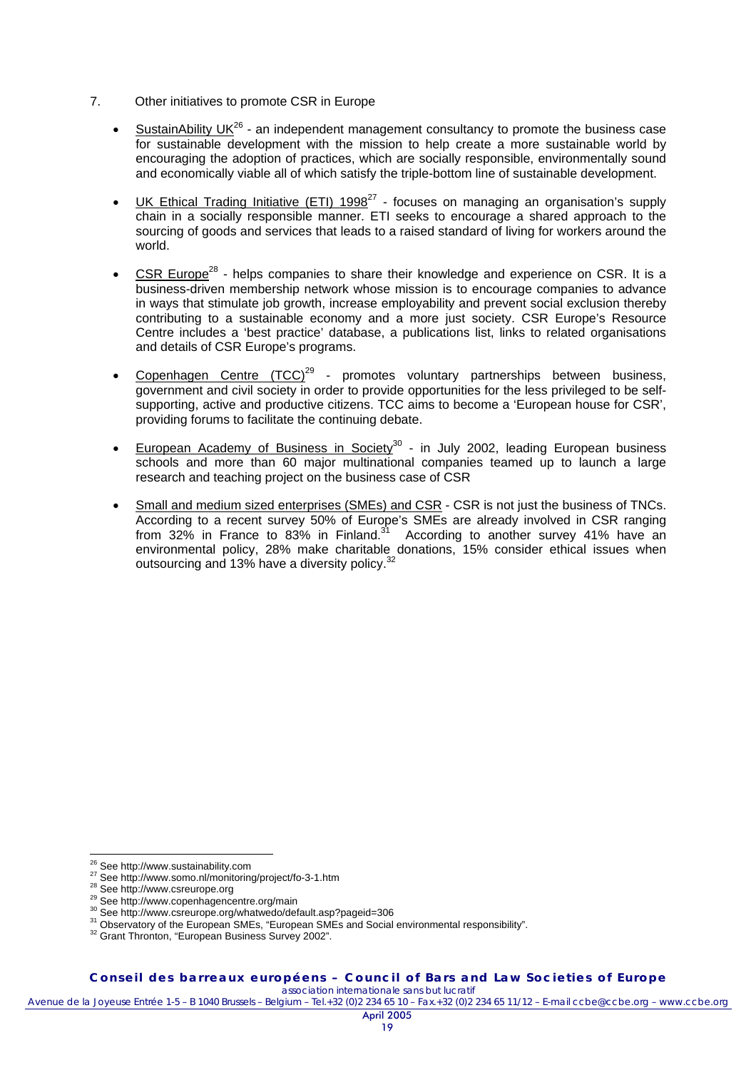7. Other initiatives to promote CSR in Europe

- SustainAbility UK[26] - an independent management consultancy to promote the business case for sustainable development with the mission to help create a more sustainable world by encouraging the adoption of practices, which are socially responsible, environmentally sound and economically viable all of which satisfy the triple-bottom line of sustainable development.

- UK Ethical Trading Initiative (ETI) 1998[27] - focuses on managing an organisation's supply chain in a socially responsible manner. ETI seeks to encourage a shared approach to the sourcing of goods and services that leads to a raised standard of living for workers around the world.

- CSR Europe[28] - helps companies to share their knowledge and experience on CSR. It is a business-driven membership network whose mission is to encourage companies to advance in ways that stimulate job growth, increase employability and prevent social exclusion thereby contributing to a sustainable economy and a more just society. CSR Europe's Resource Centre includes a 'best practice' database, a publications list, links to related organisations and details of CSR Europe's programs.

- Copenhagen Centre (TCC)[29] - promotes voluntary partnerships between business, government and civil society in order to provide opportunities for the less privileged to be self-supporting, active and productive citizens. TCC aims to become a 'European house for CSR', providing forums to facilitate the continuing debate.

- European Academy of Business in Society[30] - in July 2002, leading European business schools and more than 60 major multinational companies teamed up to launch a large research and teaching project on the business case of CSR

- Small and medium sized enterprises (SMEs) and CSR - CSR is not just the business of TNCs. According to a recent survey 50% of Europe's SMEs are already involved in CSR ranging from 32% in France to 83% in Finland.[31] According to another survey 41% have an environmental policy, 28% make charitable donations, 15% consider ethical issues when outsourcing and 13% have a diversity policy.[32]

---

[26] See http://www.sustainability.com
[27] See http://www.somo.nl/monitoring/project/fo-3-1.htm
[28] See http://www.csreurope.org
[29] See http://www.copenhagencentre.org/main
[30] See http://www.csreurope.org/whatwedo/default.asp?pageid=306
[31] Observatory of the European SMEs, "European SMEs and Social environmental responsibility".
[32] Grant Thronton, "European Business Survey 2002".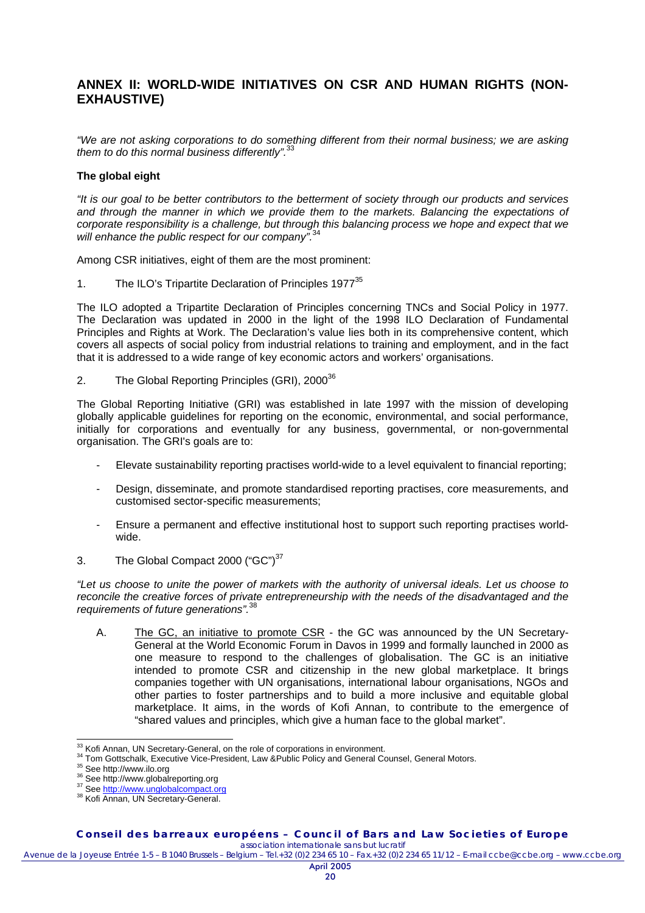## ANNEX II: WORLD-WIDE INITIATIVES ON CSR AND HUMAN RIGHTS (NON-EXHAUSTIVE)

*"We are not asking corporations to do something different from their normal business; we are asking them to do this normal business differently".*[33]

### The global eight

*"It is our goal to be better contributors to the betterment of society through our products and services and through the manner in which we provide them to the markets. Balancing the expectations of corporate responsibility is a challenge, but through this balancing process we hope and expect that we will enhance the public respect for our company".*[34]

Among CSR initiatives, eight of them are the most prominent:

1. The ILO's Tripartite Declaration of Principles 1977[35]

The ILO adopted a Tripartite Declaration of Principles concerning TNCs and Social Policy in 1977. The Declaration was updated in 2000 in the light of the 1998 ILO Declaration of Fundamental Principles and Rights at Work. The Declaration's value lies both in its comprehensive content, which covers all aspects of social policy from industrial relations to training and employment, and in the fact that it is addressed to a wide range of key economic actors and workers' organisations.

2. The Global Reporting Principles (GRI), 2000[36]

The Global Reporting Initiative (GRI) was established in late 1997 with the mission of developing globally applicable guidelines for reporting on the economic, environmental, and social performance, initially for corporations and eventually for any business, governmental, or non-governmental organisation. The GRI's goals are to:

- Elevate sustainability reporting practises world-wide to a level equivalent to financial reporting;
- Design, disseminate, and promote standardised reporting practises, core measurements, and customised sector-specific measurements;
- Ensure a permanent and effective institutional host to support such reporting practises world-wide.

3. The Global Compact 2000 ("GC")[37]

*"Let us choose to unite the power of markets with the authority of universal ideals. Let us choose to reconcile the creative forces of private entrepreneurship with the needs of the disadvantaged and the requirements of future generations".*[38]

A. The GC, an initiative to promote CSR - the GC was announced by the UN Secretary-General at the World Economic Forum in Davos in 1999 and formally launched in 2000 as one measure to respond to the challenges of globalisation. The GC is an initiative intended to promote CSR and citizenship in the new global marketplace. It brings companies together with UN organisations, international labour organisations, NGOs and other parties to foster partnerships and to build a more inclusive and equitable global marketplace. It aims, in the words of Kofi Annan, to contribute to the emergence of "shared values and principles, which give a human face to the global market".

---

[33] Kofi Annan, UN Secretary-General, on the role of corporations in environment.

[34] Tom Gottschalk, Executive Vice-President, Law &Public Policy and General Counsel, General Motors.

[35] See http://www.ilo.org

[36] See http://www.globalreporting.org

[37] See http://www.unglobalcompact.org

[38] Kofi Annan, UN Secretary-General.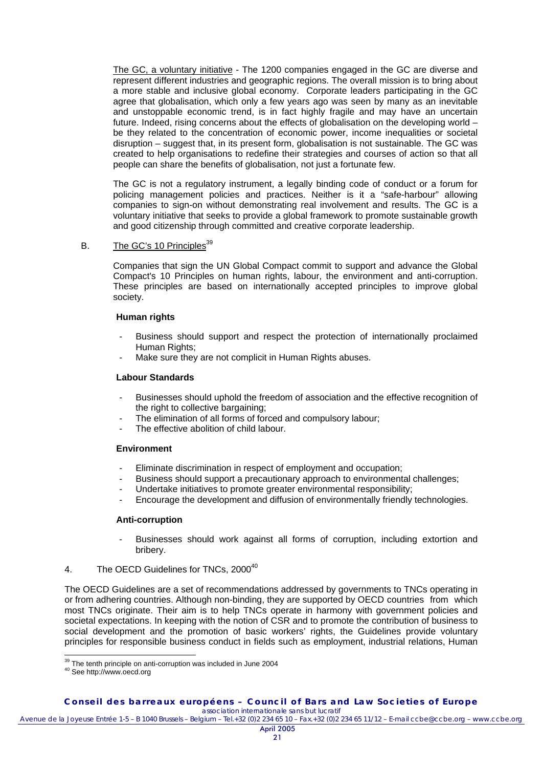The GC, a voluntary initiative - The 1200 companies engaged in the GC are diverse and represent different industries and geographic regions. The overall mission is to bring about a more stable and inclusive global economy. Corporate leaders participating in the GC agree that globalisation, which only a few years ago was seen by many as an inevitable and unstoppable economic trend, is in fact highly fragile and may have an uncertain future. Indeed, rising concerns about the effects of globalisation on the developing world – be they related to the concentration of economic power, income inequalities or societal disruption – suggest that, in its present form, globalisation is not sustainable. The GC was created to help organisations to redefine their strategies and courses of action so that all people can share the benefits of globalisation, not just a fortunate few.

The GC is not a regulatory instrument, a legally binding code of conduct or a forum for policing management policies and practices. Neither is it a "safe-harbour" allowing companies to sign-on without demonstrating real involvement and results. The GC is a voluntary initiative that seeks to provide a global framework to promote sustainable growth and good citizenship through committed and creative corporate leadership.

B. The GC's 10 Principles[39]

Companies that sign the UN Global Compact commit to support and advance the Global Compact's 10 Principles on human rights, labour, the environment and anti-corruption. These principles are based on internationally accepted principles to improve global society.

**Human rights**

- Business should support and respect the protection of internationally proclaimed Human Rights;
- Make sure they are not complicit in Human Rights abuses.

**Labour Standards**

- Businesses should uphold the freedom of association and the effective recognition of the right to collective bargaining;
- The elimination of all forms of forced and compulsory labour;
- The effective abolition of child labour.

**Environment**

- Eliminate discrimination in respect of employment and occupation;
- Business should support a precautionary approach to environmental challenges;
- Undertake initiatives to promote greater environmental responsibility;
- Encourage the development and diffusion of environmentally friendly technologies.

**Anti-corruption**

- Businesses should work against all forms of corruption, including extortion and bribery.

4. The OECD Guidelines for TNCs, 2000[40]

The OECD Guidelines are a set of recommendations addressed by governments to TNCs operating in or from adhering countries. Although non-binding, they are supported by OECD countries from which most TNCs originate. Their aim is to help TNCs operate in harmony with government policies and societal expectations. In keeping with the notion of CSR and to promote the contribution of business to social development and the promotion of basic workers' rights, the Guidelines provide voluntary principles for responsible business conduct in fields such as employment, industrial relations, Human

[39] The tenth principle on anti-corruption was included in June 2004

[40] See http://www.oecd.org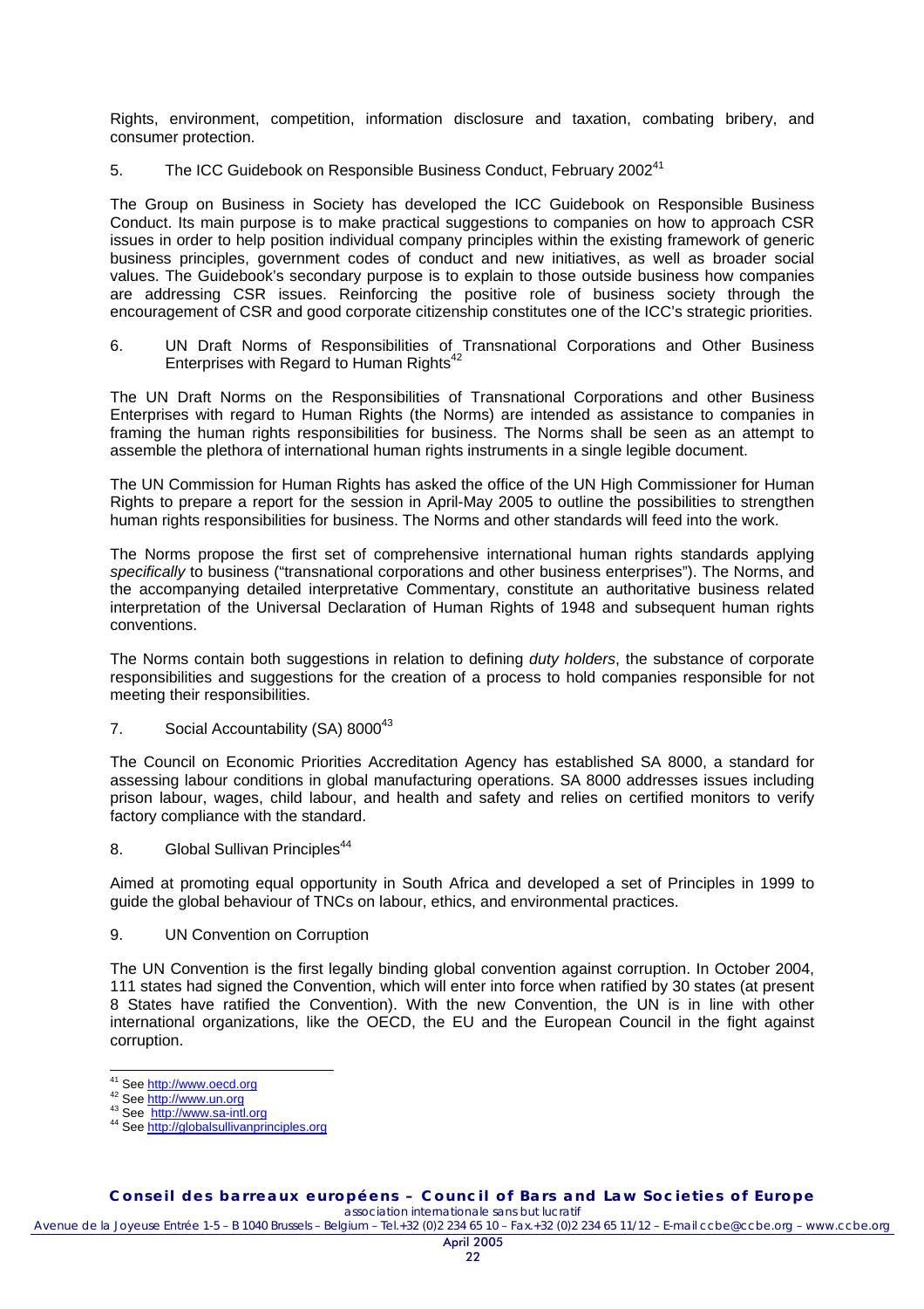Rights, environment, competition, information disclosure and taxation, combating bribery, and consumer protection.

5. The ICC Guidebook on Responsible Business Conduct, February 2002[41]

The Group on Business in Society has developed the ICC Guidebook on Responsible Business Conduct. Its main purpose is to make practical suggestions to companies on how to approach CSR issues in order to help position individual company principles within the existing framework of generic business principles, government codes of conduct and new initiatives, as well as broader social values. The Guidebook's secondary purpose is to explain to those outside business how companies are addressing CSR issues. Reinforcing the positive role of business society through the encouragement of CSR and good corporate citizenship constitutes one of the ICC's strategic priorities.

6. UN Draft Norms of Responsibilities of Transnational Corporations and Other Business Enterprises with Regard to Human Rights[42]

The UN Draft Norms on the Responsibilities of Transnational Corporations and other Business Enterprises with regard to Human Rights (the Norms) are intended as assistance to companies in framing the human rights responsibilities for business. The Norms shall be seen as an attempt to assemble the plethora of international human rights instruments in a single legible document.

The UN Commission for Human Rights has asked the office of the UN High Commissioner for Human Rights to prepare a report for the session in April-May 2005 to outline the possibilities to strengthen human rights responsibilities for business. The Norms and other standards will feed into the work.

The Norms propose the first set of comprehensive international human rights standards applying *specifically* to business ("transnational corporations and other business enterprises"). The Norms, and the accompanying detailed interpretative Commentary, constitute an authoritative business related interpretation of the Universal Declaration of Human Rights of 1948 and subsequent human rights conventions.

The Norms contain both suggestions in relation to defining *duty holders*, the substance of corporate responsibilities and suggestions for the creation of a process to hold companies responsible for not meeting their responsibilities.

7. Social Accountability (SA) 8000[43]

The Council on Economic Priorities Accreditation Agency has established SA 8000, a standard for assessing labour conditions in global manufacturing operations. SA 8000 addresses issues including prison labour, wages, child labour, and health and safety and relies on certified monitors to verify factory compliance with the standard.

8. Global Sullivan Principles[44]

Aimed at promoting equal opportunity in South Africa and developed a set of Principles in 1999 to guide the global behaviour of TNCs on labour, ethics, and environmental practices.

9. UN Convention on Corruption

The UN Convention is the first legally binding global convention against corruption. In October 2004, 111 states had signed the Convention, which will enter into force when ratified by 30 states (at present 8 States have ratified the Convention). With the new Convention, the UN is in line with other international organizations, like the OECD, the EU and the European Council in the fight against corruption.

---

[41] See http://www.oecd.org

[42] See http://www.un.org

[43] See http://www.sa-intl.org

[44] See http://globalsullivanprinciples.org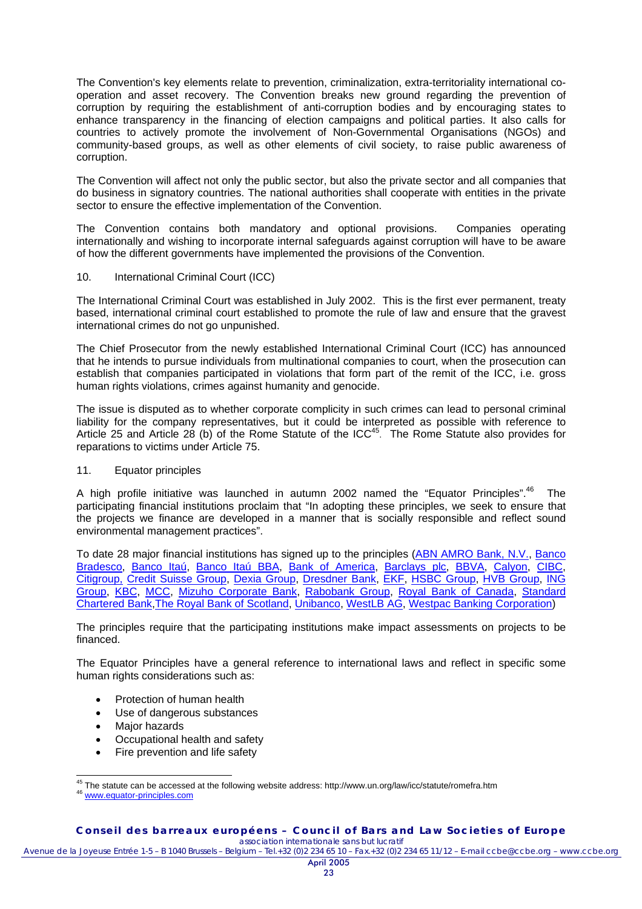The Convention's key elements relate to prevention, criminalization, extra-territoriality international co-operation and asset recovery. The Convention breaks new ground regarding the prevention of corruption by requiring the establishment of anti-corruption bodies and by encouraging states to enhance transparency in the financing of election campaigns and political parties. It also calls for countries to actively promote the involvement of Non-Governmental Organisations (NGOs) and community-based groups, as well as other elements of civil society, to raise public awareness of corruption.

The Convention will affect not only the public sector, but also the private sector and all companies that do business in signatory countries. The national authorities shall cooperate with entities in the private sector to ensure the effective implementation of the Convention.

The Convention contains both mandatory and optional provisions. Companies operating internationally and wishing to incorporate internal safeguards against corruption will have to be aware of how the different governments have implemented the provisions of the Convention.

10. International Criminal Court (ICC)

The International Criminal Court was established in July 2002. This is the first ever permanent, treaty based, international criminal court established to promote the rule of law and ensure that the gravest international crimes do not go unpunished.

The Chief Prosecutor from the newly established International Criminal Court (ICC) has announced that he intends to pursue individuals from multinational companies to court, when the prosecution can establish that companies participated in violations that form part of the remit of the ICC, i.e. gross human rights violations, crimes against humanity and genocide.

The issue is disputed as to whether corporate complicity in such crimes can lead to personal criminal liability for the company representatives, but it could be interpreted as possible with reference to Article 25 and Article 28 (b) of the Rome Statute of the ICC[45]. The Rome Statute also provides for reparations to victims under Article 75.

11. Equator principles

A high profile initiative was launched in autumn 2002 named the "Equator Principles".[46] The participating financial institutions proclaim that "In adopting these principles, we seek to ensure that the projects we finance are developed in a manner that is socially responsible and reflect sound environmental management practices".

To date 28 major financial institutions has signed up to the principles (ABN AMRO Bank, N.V., Banco Bradesco, Banco Itaú, Banco Itaú BBA, Bank of America, Barclays plc, BBVA, Calyon, CIBC, Citigroup, Credit Suisse Group, Dexia Group, Dresdner Bank, EKF, HSBC Group, HVB Group, ING Group, KBC, MCC, Mizuho Corporate Bank, Rabobank Group, Royal Bank of Canada, Standard Chartered Bank, The Royal Bank of Scotland, Unibanco, WestLB AG, Westpac Banking Corporation)

The principles require that the participating institutions make impact assessments on projects to be financed.

The Equator Principles have a general reference to international laws and reflect in specific some human rights considerations such as:

- Protection of human health
- Use of dangerous substances
- Major hazards
- Occupational health and safety
- Fire prevention and life safety

[45] The statute can be accessed at the following website address: http://www.un.org/law/icc/statute/romefra.htm

[46] www.equator-principles.com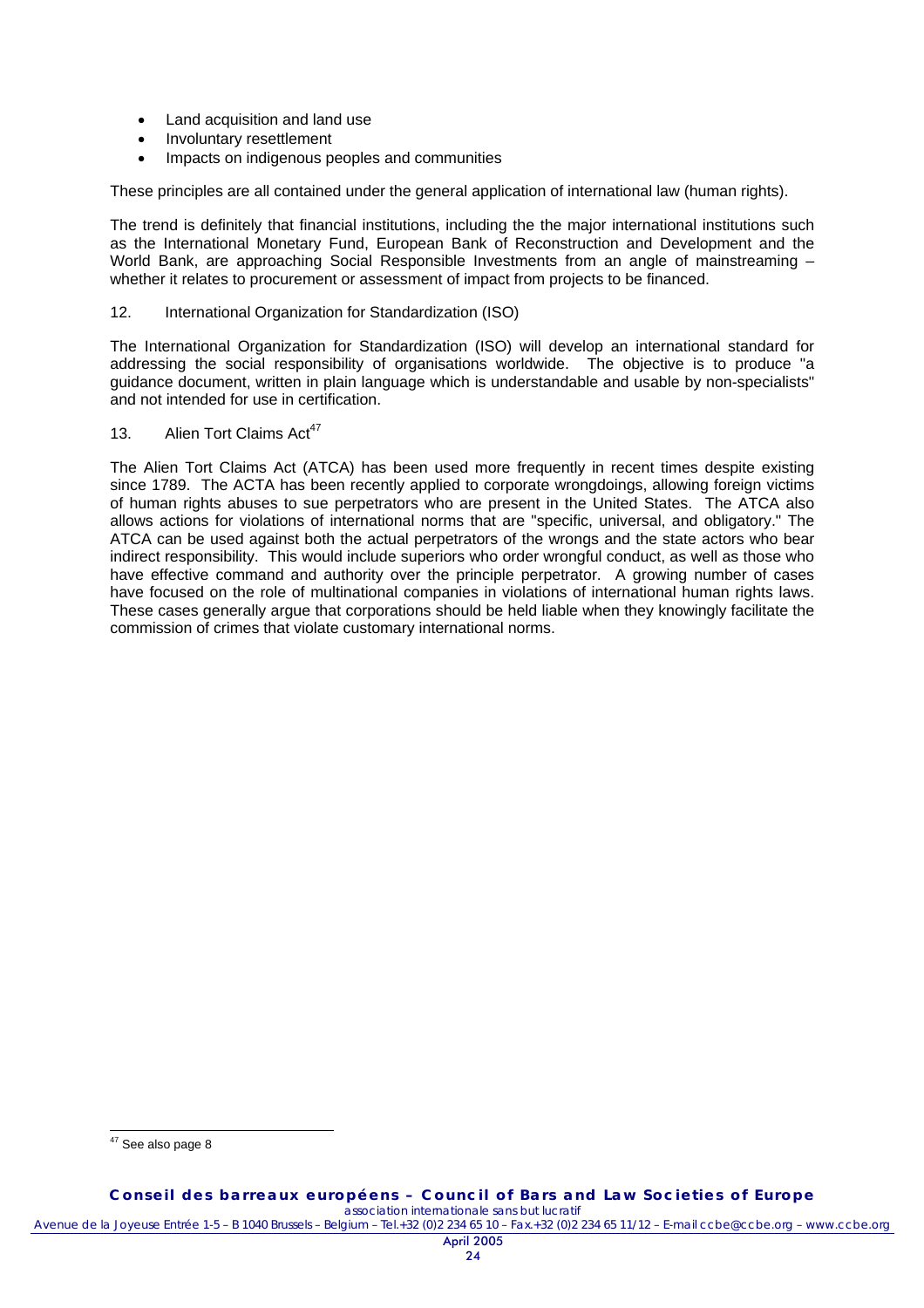- Land acquisition and land use
- Involuntary resettlement
- Impacts on indigenous peoples and communities

These principles are all contained under the general application of international law (human rights).

The trend is definitely that financial institutions, including the the major international institutions such as the International Monetary Fund, European Bank of Reconstruction and Development and the World Bank, are approaching Social Responsible Investments from an angle of mainstreaming – whether it relates to procurement or assessment of impact from projects to be financed.

12. International Organization for Standardization (ISO)

The International Organization for Standardization (ISO) will develop an international standard for addressing the social responsibility of organisations worldwide. The objective is to produce "a guidance document, written in plain language which is understandable and usable by non-specialists" and not intended for use in certification.

13. Alien Tort Claims Act[47]

The Alien Tort Claims Act (ATCA) has been used more frequently in recent times despite existing since 1789. The ACTA has been recently applied to corporate wrongdoings, allowing foreign victims of human rights abuses to sue perpetrators who are present in the United States. The ATCA also allows actions for violations of international norms that are "specific, universal, and obligatory." The ATCA can be used against both the actual perpetrators of the wrongs and the state actors who bear indirect responsibility. This would include superiors who order wrongful conduct, as well as those who have effective command and authority over the principle perpetrator. A growing number of cases have focused on the role of multinational companies in violations of international human rights laws. These cases generally argue that corporations should be held liable when they knowingly facilitate the commission of crimes that violate customary international norms.

[47] See also page 8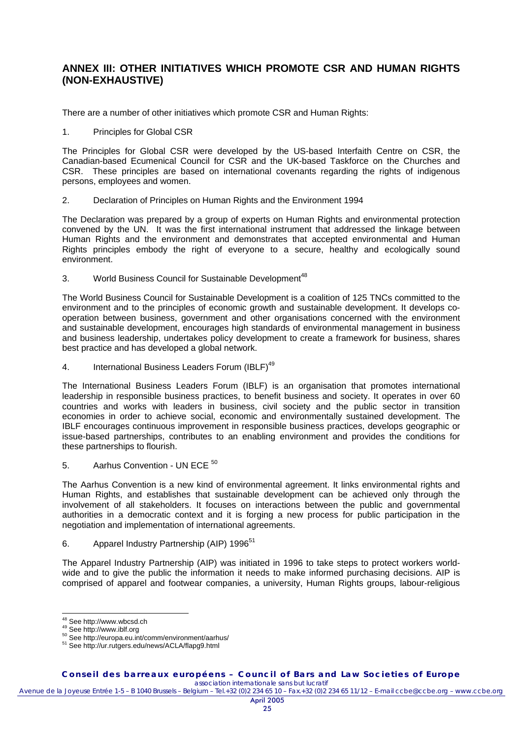## ANNEX III: OTHER INITIATIVES WHICH PROMOTE CSR AND HUMAN RIGHTS (NON-EXHAUSTIVE)

There are a number of other initiatives which promote CSR and Human Rights:

1. Principles for Global CSR

The Principles for Global CSR were developed by the US-based Interfaith Centre on CSR, the Canadian-based Ecumenical Council for CSR and the UK-based Taskforce on the Churches and CSR. These principles are based on international covenants regarding the rights of indigenous persons, employees and women.

2. Declaration of Principles on Human Rights and the Environment 1994

The Declaration was prepared by a group of experts on Human Rights and environmental protection convened by the UN. It was the first international instrument that addressed the linkage between Human Rights and the environment and demonstrates that accepted environmental and Human Rights principles embody the right of everyone to a secure, healthy and ecologically sound environment.

3. World Business Council for Sustainable Development[48]

The World Business Council for Sustainable Development is a coalition of 125 TNCs committed to the environment and to the principles of economic growth and sustainable development. It develops co-operation between business, government and other organisations concerned with the environment and sustainable development, encourages high standards of environmental management in business and business leadership, undertakes policy development to create a framework for business, shares best practice and has developed a global network.

4. International Business Leaders Forum (IBLF)[49]

The International Business Leaders Forum (IBLF) is an organisation that promotes international leadership in responsible business practices, to benefit business and society. It operates in over 60 countries and works with leaders in business, civil society and the public sector in transition economies in order to achieve social, economic and environmentally sustained development. The IBLF encourages continuous improvement in responsible business practices, develops geographic or issue-based partnerships, contributes to an enabling environment and provides the conditions for these partnerships to flourish.

5. Aarhus Convention - UN ECE [50]

The Aarhus Convention is a new kind of environmental agreement. It links environmental rights and Human Rights, and establishes that sustainable development can be achieved only through the involvement of all stakeholders. It focuses on interactions between the public and governmental authorities in a democratic context and it is forging a new process for public participation in the negotiation and implementation of international agreements.

6. Apparel Industry Partnership (AIP) 1996[51]

The Apparel Industry Partnership (AIP) was initiated in 1996 to take steps to protect workers world-wide and to give the public the information it needs to make informed purchasing decisions. AIP is comprised of apparel and footwear companies, a university, Human Rights groups, labour-religious

---

[48] See http://www.wbcsd.ch

[49] See http://www.iblf.org

[50] See http://europa.eu.int/comm/environment/aarhus/

[51] See http://ur.rutgers.edu/news/ACLA/flapg9.html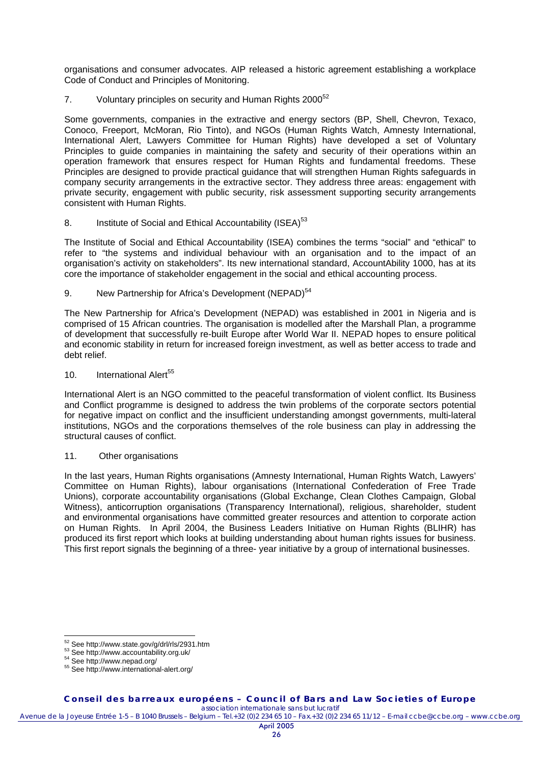organisations and consumer advocates. AIP released a historic agreement establishing a workplace Code of Conduct and Principles of Monitoring.

7. Voluntary principles on security and Human Rights 2000[52]

Some governments, companies in the extractive and energy sectors (BP, Shell, Chevron, Texaco, Conoco, Freeport, McMoran, Rio Tinto), and NGOs (Human Rights Watch, Amnesty International, International Alert, Lawyers Committee for Human Rights) have developed a set of Voluntary Principles to guide companies in maintaining the safety and security of their operations within an operation framework that ensures respect for Human Rights and fundamental freedoms. These Principles are designed to provide practical guidance that will strengthen Human Rights safeguards in company security arrangements in the extractive sector. They address three areas: engagement with private security, engagement with public security, risk assessment supporting security arrangements consistent with Human Rights.

8. Institute of Social and Ethical Accountability (ISEA)[53]

The Institute of Social and Ethical Accountability (ISEA) combines the terms "social" and "ethical" to refer to "the systems and individual behaviour with an organisation and to the impact of an organisation's activity on stakeholders". Its new international standard, AccountAbility 1000, has at its core the importance of stakeholder engagement in the social and ethical accounting process.

9. New Partnership for Africa's Development (NEPAD)[54]

The New Partnership for Africa's Development (NEPAD) was established in 2001 in Nigeria and is comprised of 15 African countries. The organisation is modelled after the Marshall Plan, a programme of development that successfully re-built Europe after World War II. NEPAD hopes to ensure political and economic stability in return for increased foreign investment, as well as better access to trade and debt relief.

10. International Alert[55]

International Alert is an NGO committed to the peaceful transformation of violent conflict. Its Business and Conflict programme is designed to address the twin problems of the corporate sectors potential for negative impact on conflict and the insufficient understanding amongst governments, multi-lateral institutions, NGOs and the corporations themselves of the role business can play in addressing the structural causes of conflict.

11. Other organisations

In the last years, Human Rights organisations (Amnesty International, Human Rights Watch, Lawyers' Committee on Human Rights), labour organisations (International Confederation of Free Trade Unions), corporate accountability organisations (Global Exchange, Clean Clothes Campaign, Global Witness), anticorruption organisations (Transparency International), religious, shareholder, student and environmental organisations have committed greater resources and attention to corporate action on Human Rights. In April 2004, the Business Leaders Initiative on Human Rights (BLIHR) has produced its first report which looks at building understanding about human rights issues for business. This first report signals the beginning of a three- year initiative by a group of international businesses.

---

[52] See http://www.state.gov/g/drl/rls/2931.htm

[53] See http://www.accountability.org.uk/

[54] See http://www.nepad.org/

[55] See http://www.international-alert.org/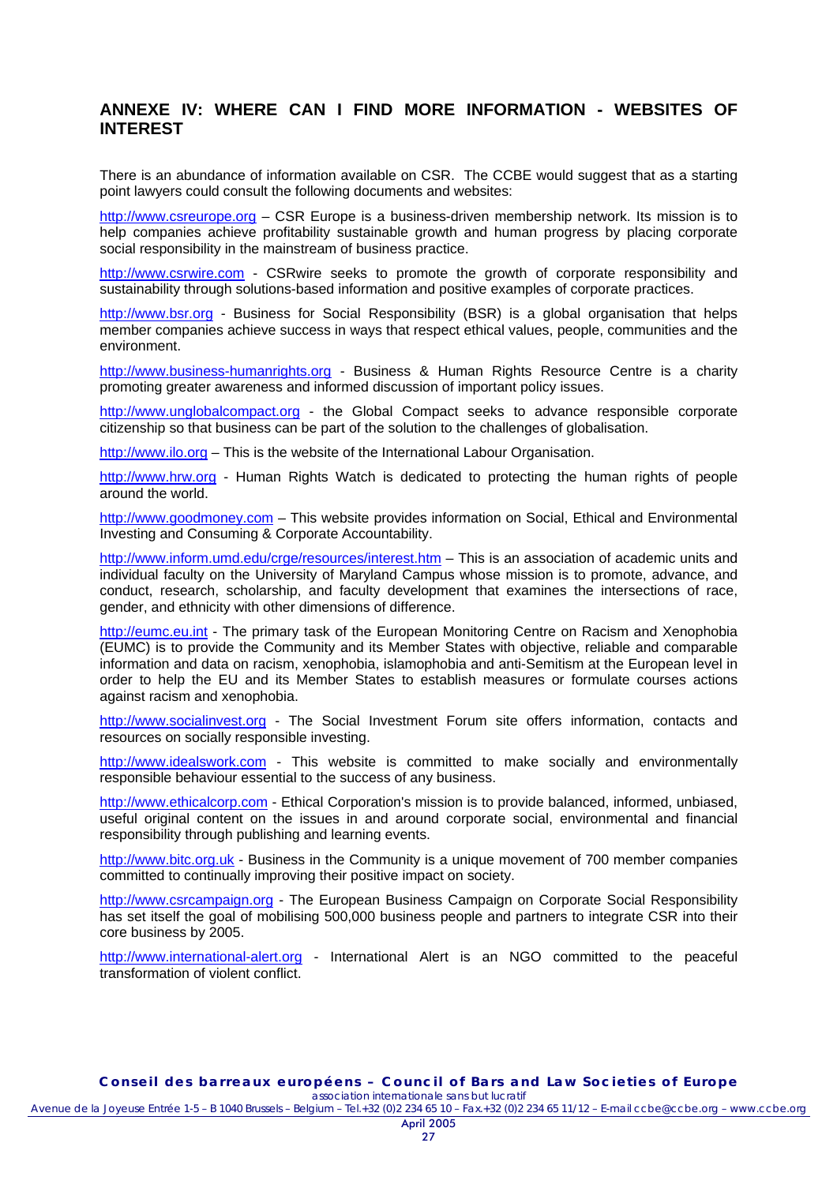## ANNEXE IV: WHERE CAN I FIND MORE INFORMATION - WEBSITES OF INTEREST

There is an abundance of information available on CSR. The CCBE would suggest that as a starting point lawyers could consult the following documents and websites:

http://www.csreurope.org – CSR Europe is a business-driven membership network. Its mission is to help companies achieve profitability sustainable growth and human progress by placing corporate social responsibility in the mainstream of business practice.

http://www.csrwire.com - CSRwire seeks to promote the growth of corporate responsibility and sustainability through solutions-based information and positive examples of corporate practices.

http://www.bsr.org - Business for Social Responsibility (BSR) is a global organisation that helps member companies achieve success in ways that respect ethical values, people, communities and the environment.

http://www.business-humanrights.org - Business & Human Rights Resource Centre is a charity promoting greater awareness and informed discussion of important policy issues.

http://www.unglobalcompact.org - the Global Compact seeks to advance responsible corporate citizenship so that business can be part of the solution to the challenges of globalisation.

http://www.ilo.org – This is the website of the International Labour Organisation.

http://www.hrw.org - Human Rights Watch is dedicated to protecting the human rights of people around the world.

http://www.goodmoney.com – This website provides information on Social, Ethical and Environmental Investing and Consuming & Corporate Accountability.

http://www.inform.umd.edu/crge/resources/interest.htm – This is an association of academic units and individual faculty on the University of Maryland Campus whose mission is to promote, advance, and conduct, research, scholarship, and faculty development that examines the intersections of race, gender, and ethnicity with other dimensions of difference.

http://eumc.eu.int - The primary task of the European Monitoring Centre on Racism and Xenophobia (EUMC) is to provide the Community and its Member States with objective, reliable and comparable information and data on racism, xenophobia, islamophobia and anti-Semitism at the European level in order to help the EU and its Member States to establish measures or formulate courses actions against racism and xenophobia.

http://www.socialinvest.org - The Social Investment Forum site offers information, contacts and resources on socially responsible investing.

http://www.idealswork.com - This website is committed to make socially and environmentally responsible behaviour essential to the success of any business.

http://www.ethicalcorp.com - Ethical Corporation's mission is to provide balanced, informed, unbiased, useful original content on the issues in and around corporate social, environmental and financial responsibility through publishing and learning events.

http://www.bitc.org.uk - Business in the Community is a unique movement of 700 member companies committed to continually improving their positive impact on society.

http://www.csrcampaign.org - The European Business Campaign on Corporate Social Responsibility has set itself the goal of mobilising 500,000 business people and partners to integrate CSR into their core business by 2005.

http://www.international-alert.org - International Alert is an NGO committed to the peaceful transformation of violent conflict.